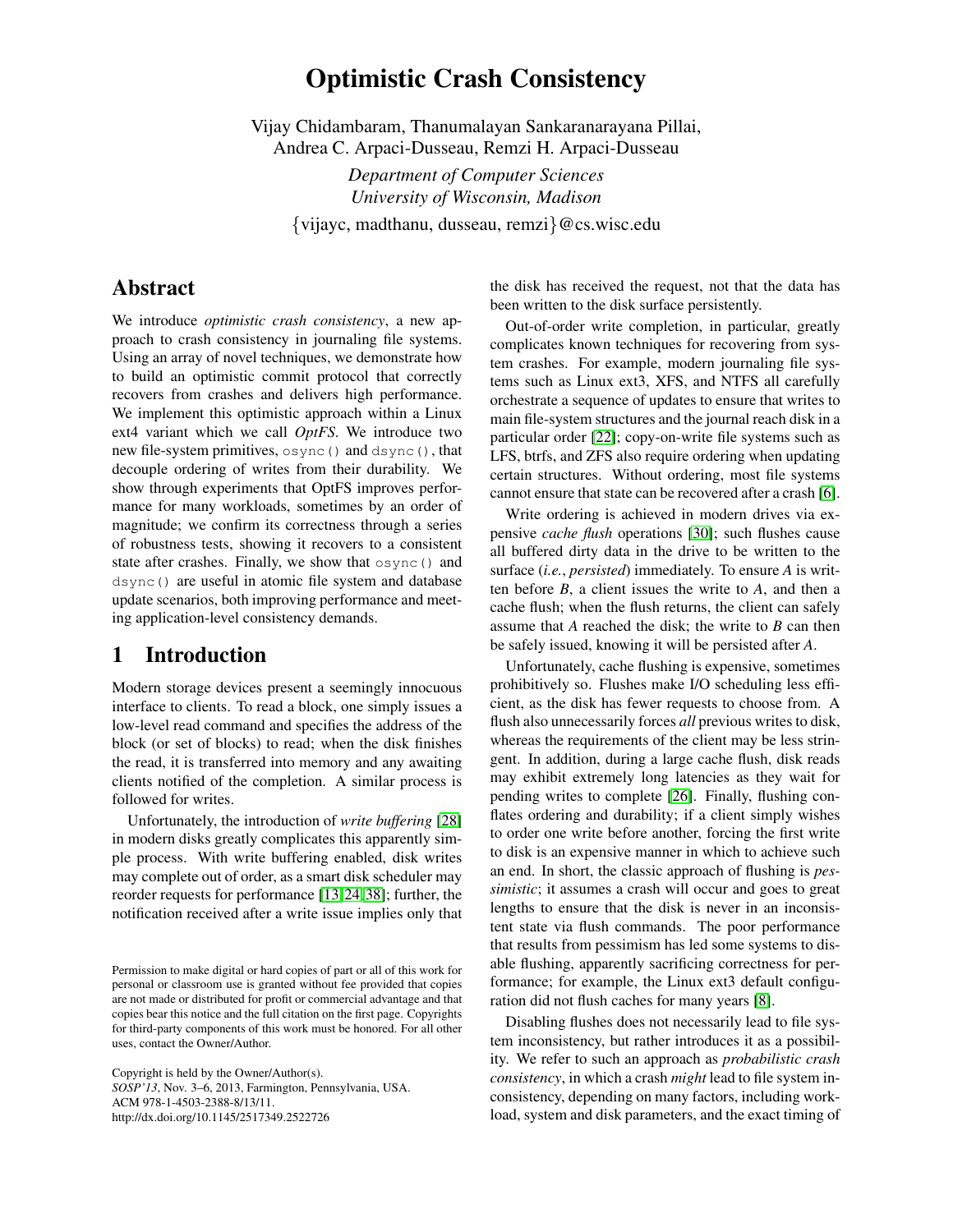# Optimistic Crash Consistency

Vijay Chidambaram, Thanumalayan Sankaranarayana Pillai, Andrea C. Arpaci-Dusseau, Remzi H. Arpaci-Dusseau

*Department of Computer Sciences*
*University of Wisconsin, Madison*

{vijayc, madthanu, dusseau, remzi}@cs.wisc.edu

## Abstract

We introduce *optimistic crash consistency*, a new approach to crash consistency in journaling file systems. Using an array of novel techniques, we demonstrate how to build an optimistic commit protocol that correctly recovers from crashes and delivers high performance. We implement this optimistic approach within a Linux ext4 variant which we call *OptFS*. We introduce two new file-system primitives, `osync()` and `dsync()`, that decouple ordering of writes from their durability. We show through experiments that OptFS improves performance for many workloads, sometimes by an order of magnitude; we confirm its correctness through a series of robustness tests, showing it recovers to a consistent state after crashes. Finally, we show that `osync()` and `dsync()` are useful in atomic file system and database update scenarios, both improving performance and meeting application-level consistency demands.

## 1 Introduction

Modern storage devices present a seemingly innocuous interface to clients. To read a block, one simply issues a low-level read command and specifies the address of the block (or set of blocks) to read; when the disk finishes the read, it is transferred into memory and any awaiting clients notified of the completion. A similar process is followed for writes.

Unfortunately, the introduction of *write buffering* [28] in modern disks greatly complicates this apparently simple process. With write buffering enabled, disk writes may complete out of order, as a smart disk scheduler may reorder requests for performance [13][24][38]; further, the notification received after a write issue implies only that the disk has received the request, not that the data has been written to the disk surface persistently.

Out-of-order write completion, in particular, greatly complicates known techniques for recovering from system crashes. For example, modern journaling file systems such as Linux ext3, XFS, and NTFS all carefully orchestrate a sequence of updates to ensure that writes to main file-system structures and the journal reach disk in a particular order [22]; copy-on-write file systems such as LFS, btrfs, and ZFS also require ordering when updating certain structures. Without ordering, most file systems cannot ensure that state can be recovered after a crash [6].

Write ordering is achieved in modern drives via expensive *cache flush* operations [30]; such flushes cause all buffered dirty data in the drive to be written to the surface (*i.e.*, *persisted*) immediately. To ensure *A* is written before *B*, a client issues the write to *A*, and then a cache flush; when the flush returns, the client can safely assume that *A* reached the disk; the write to *B* can then be safely issued, knowing it will be persisted after *A*.

Unfortunately, cache flushing is expensive, sometimes prohibitively so. Flushes make I/O scheduling less efficient, as the disk has fewer requests to choose from. A flush also unnecessarily forces *all* previous writes to disk, whereas the requirements of the client may be less stringent. In addition, during a large cache flush, disk reads may exhibit extremely long latencies as they wait for pending writes to complete [26]. Finally, flushing conflates ordering and durability; if a client simply wishes to order one write before another, forcing the first write to disk is an expensive manner in which to achieve such an end. In short, the classic approach of flushing is *pessimistic*; it assumes a crash will occur and goes to great lengths to ensure that the disk is never in an inconsistent state via flush commands. The poor performance that results from pessimism has led some systems to disable flushing, apparently sacrificing correctness for performance; for example, the Linux ext3 default configuration did not flush caches for many years [8].

Disabling flushes does not necessarily lead to file system inconsistency, but rather introduces it as a possibility. We refer to such an approach as *probabilistic crash consistency*, in which a crash *might* lead to file system inconsistency, depending on many factors, including workload, system and disk parameters, and the exact timing of

Permission to make digital or hard copies of part or all of this work for personal or classroom use is granted without fee provided that copies are not made or distributed for profit or commercial advantage and that copies bear this notice and the full citation on the first page. Copyrights for third-party components of this work must be honored. For all other uses, contact the Owner/Author.

Copyright is held by the Owner/Author(s).
*SOSP'13*, Nov. 3–6, 2013, Farmington, Pennsylvania, USA.
ACM 978-1-4503-2388-8/13/11.
http://dx.doi.org/10.1145/2517349.2522726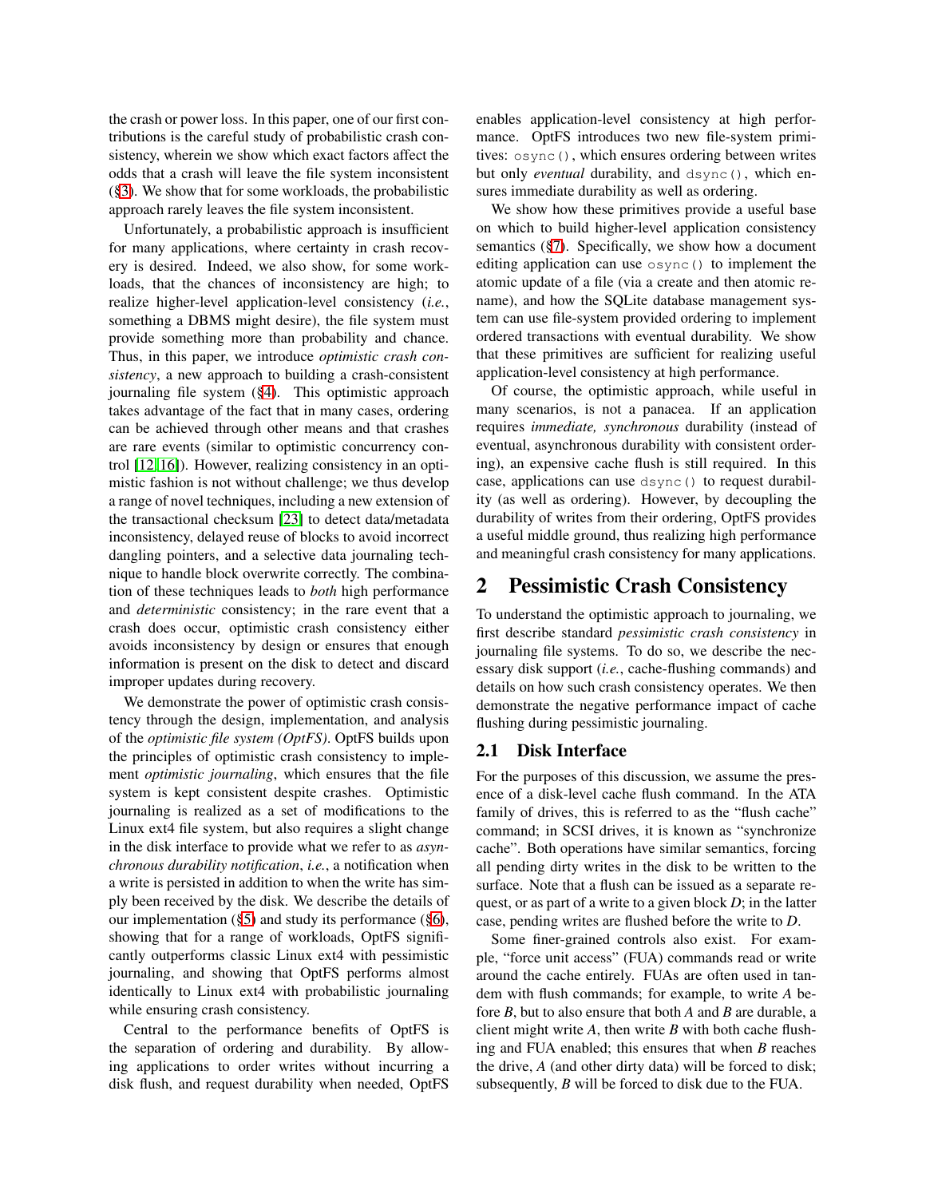the crash or power loss. In this paper, one of our first contributions is the careful study of probabilistic crash consistency, wherein we show which exact factors affect the odds that a crash will leave the file system inconsistent (§3). We show that for some workloads, the probabilistic approach rarely leaves the file system inconsistent.

Unfortunately, a probabilistic approach is insufficient for many applications, where certainty in crash recovery is desired. Indeed, we also show, for some workloads, that the chances of inconsistency are high; to realize higher-level application-level consistency (*i.e.*, something a DBMS might desire), the file system must provide something more than probability and chance. Thus, in this paper, we introduce *optimistic crash consistency*, a new approach to building a crash-consistent journaling file system (§4). This optimistic approach takes advantage of the fact that in many cases, ordering can be achieved through other means and that crashes are rare events (similar to optimistic concurrency control [12, 16]). However, realizing consistency in an optimistic fashion is not without challenge; we thus develop a range of novel techniques, including a new extension of the transactional checksum [23] to detect data/metadata inconsistency, delayed reuse of blocks to avoid incorrect dangling pointers, and a selective data journaling technique to handle block overwrite correctly. The combination of these techniques leads to *both* high performance and *deterministic* consistency; in the rare event that a crash does occur, optimistic crash consistency either avoids inconsistency by design or ensures that enough information is present on the disk to detect and discard improper updates during recovery.

We demonstrate the power of optimistic crash consistency through the design, implementation, and analysis of the *optimistic file system (OptFS)*. OptFS builds upon the principles of optimistic crash consistency to implement *optimistic journaling*, which ensures that the file system is kept consistent despite crashes. Optimistic journaling is realized as a set of modifications to the Linux ext4 file system, but also requires a slight change in the disk interface to provide what we refer to as *asynchronous durability notification*, *i.e.*, a notification when a write is persisted in addition to when the write has simply been received by the disk. We describe the details of our implementation (§5) and study its performance (§6), showing that for a range of workloads, OptFS significantly outperforms classic Linux ext4 with pessimistic journaling, and showing that OptFS performs almost identically to Linux ext4 with probabilistic journaling while ensuring crash consistency.

Central to the performance benefits of OptFS is the separation of ordering and durability. By allowing applications to order writes without incurring a disk flush, and request durability when needed, OptFS enables application-level consistency at high performance. OptFS introduces two new file-system primitives: `osync()`, which ensures ordering between writes but only *eventual* durability, and `dsync()`, which ensures immediate durability as well as ordering.

We show how these primitives provide a useful base on which to build higher-level application consistency semantics (§7). Specifically, we show how a document editing application can use `osync()` to implement the atomic update of a file (via a create and then atomic rename), and how the SQLite database management system can use file-system provided ordering to implement ordered transactions with eventual durability. We show that these primitives are sufficient for realizing useful application-level consistency at high performance.

Of course, the optimistic approach, while useful in many scenarios, is not a panacea. If an application requires *immediate, synchronous* durability (instead of eventual, asynchronous durability with consistent ordering), an expensive cache flush is still required. In this case, applications can use `dsync()` to request durability (as well as ordering). However, by decoupling the durability of writes from their ordering, OptFS provides a useful middle ground, thus realizing high performance and meaningful crash consistency for many applications.

# 2 Pessimistic Crash Consistency

To understand the optimistic approach to journaling, we first describe standard *pessimistic crash consistency* in journaling file systems. To do so, we describe the necessary disk support (*i.e.*, cache-flushing commands) and details on how such crash consistency operates. We then demonstrate the negative performance impact of cache flushing during pessimistic journaling.

## 2.1 Disk Interface

For the purposes of this discussion, we assume the presence of a disk-level cache flush command. In the ATA family of drives, this is referred to as the "flush cache" command; in SCSI drives, it is known as "synchronize cache". Both operations have similar semantics, forcing all pending dirty writes in the disk to be written to the surface. Note that a flush can be issued as a separate request, or as part of a write to a given block *D*; in the latter case, pending writes are flushed before the write to *D*.

Some finer-grained controls also exist. For example, "force unit access" (FUA) commands read or write around the cache entirely. FUAs are often used in tandem with flush commands; for example, to write *A* before *B*, but to also ensure that both *A* and *B* are durable, a client might write *A*, then write *B* with both cache flushing and FUA enabled; this ensures that when *B* reaches the drive, *A* (and other dirty data) will be forced to disk; subsequently, *B* will be forced to disk due to the FUA.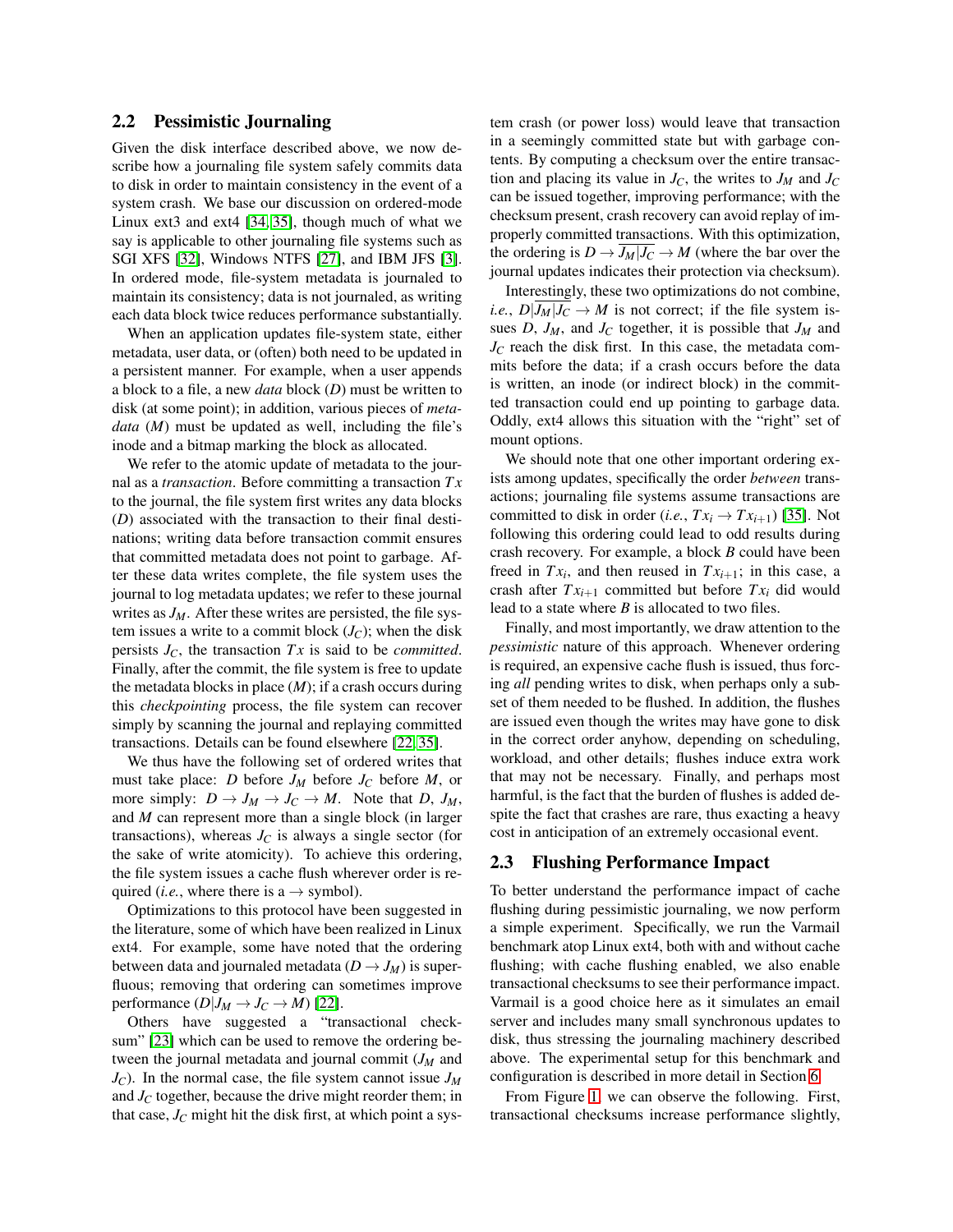## 2.2 Pessimistic Journaling

Given the disk interface described above, we now describe how a journaling file system safely commits data to disk in order to maintain consistency in the event of a system crash. We base our discussion on ordered-mode Linux ext3 and ext4 [34, 35], though much of what we say is applicable to other journaling file systems such as SGI XFS [32], Windows NTFS [27], and IBM JFS [3]. In ordered mode, file-system metadata is journaled to maintain its consistency; data is not journaled, as writing each data block twice reduces performance substantially.

When an application updates file-system state, either metadata, user data, or (often) both need to be updated in a persistent manner. For example, when a user appends a block to a file, a new *data* block ($D$) must be written to disk (at some point); in addition, various pieces of *metadata* ($M$) must be updated as well, including the file's inode and a bitmap marking the block as allocated.

We refer to the atomic update of metadata to the journal as a *transaction*. Before committing a transaction $Tx$ to the journal, the file system first writes any data blocks ($D$) associated with the transaction to their final destinations; writing data before transaction commit ensures that committed metadata does not point to garbage. After these data writes complete, the file system uses the journal to log metadata updates; we refer to these journal writes as $J_M$. After these writes are persisted, the file system issues a write to a commit block ($J_C$); when the disk persists $J_C$, the transaction $Tx$ is said to be *committed*. Finally, after the commit, the file system is free to update the metadata blocks in place ($M$); if a crash occurs during this *checkpointing* process, the file system can recover simply by scanning the journal and replaying committed transactions. Details can be found elsewhere [22, 35].

We thus have the following set of ordered writes that must take place: $D$ before $J_M$ before $J_C$ before $M$, or more simply: $D \rightarrow J_M \rightarrow J_C \rightarrow M$. Note that $D$, $J_M$, and $M$ can represent more than a single block (in larger transactions), whereas $J_C$ is always a single sector (for the sake of write atomicity). To achieve this ordering, the file system issues a cache flush wherever order is required (*i.e.*, where there is a $\rightarrow$ symbol).

Optimizations to this protocol have been suggested in the literature, some of which have been realized in Linux ext4. For example, some have noted that the ordering between data and journaled metadata ($D \rightarrow J_M$) is superfluous; removing that ordering can sometimes improve performance ($D|J_M \rightarrow J_C \rightarrow M$) [22].

Others have suggested a "transactional checksum" [23] which can be used to remove the ordering between the journal metadata and journal commit ($J_M$ and $J_C$). In the normal case, the file system cannot issue $J_M$ and $J_C$ together, because the drive might reorder them; in that case, $J_C$ might hit the disk first, at which point a system crash (or power loss) would leave that transaction in a seemingly committed state but with garbage contents. By computing a checksum over the entire transaction and placing its value in $J_C$, the writes to $J_M$ and $J_C$ can be issued together, improving performance; with the checksum present, crash recovery can avoid replay of improperly committed transactions. With this optimization, the ordering is $D \rightarrow \overline{J_M|J_C} \rightarrow M$ (where the bar over the journal updates indicates their protection via checksum).

Interestingly, these two optimizations do not combine, *i.e.*, $D|\overline{J_M|J_C} \rightarrow M$ is not correct; if the file system issues $D$, $J_M$, and $J_C$ together, it is possible that $J_M$ and $J_C$ reach the disk first. In this case, the metadata commits before the data; if a crash occurs before the data is written, an inode (or indirect block) in the committed transaction could end up pointing to garbage data. Oddly, ext4 allows this situation with the "right" set of mount options.

We should note that one other important ordering exists among updates, specifically the order *between* transactions; journaling file systems assume transactions are committed to disk in order (*i.e.*, $Tx_i \rightarrow Tx_{i+1}$) [35]. Not following this ordering could lead to odd results during crash recovery. For example, a block $B$ could have been freed in $Tx_i$, and then reused in $Tx_{i+1}$; in this case, a crash after $Tx_{i+1}$ committed but before $Tx_i$ did would lead to a state where $B$ is allocated to two files.

Finally, and most importantly, we draw attention to the *pessimistic* nature of this approach. Whenever ordering is required, an expensive cache flush is issued, thus forcing *all* pending writes to disk, when perhaps only a subset of them needed to be flushed. In addition, the flushes are issued even though the writes may have gone to disk in the correct order anyhow, depending on scheduling, workload, and other details; flushes induce extra work that may not be necessary. Finally, and perhaps most harmful, is the fact that the burden of flushes is added despite the fact that crashes are rare, thus exacting a heavy cost in anticipation of an extremely occasional event.

## 2.3 Flushing Performance Impact

To better understand the performance impact of cache flushing during pessimistic journaling, we now perform a simple experiment. Specifically, we run the Varmail benchmark atop Linux ext4, both with and without cache flushing; with cache flushing enabled, we also enable transactional checksums to see their performance impact. Varmail is a good choice here as it simulates an email server and includes many small synchronous updates to disk, thus stressing the journaling machinery described above. The experimental setup for this benchmark and configuration is described in more detail in Section 6.

From Figure 1, we can observe the following. First, transactional checksums increase performance slightly,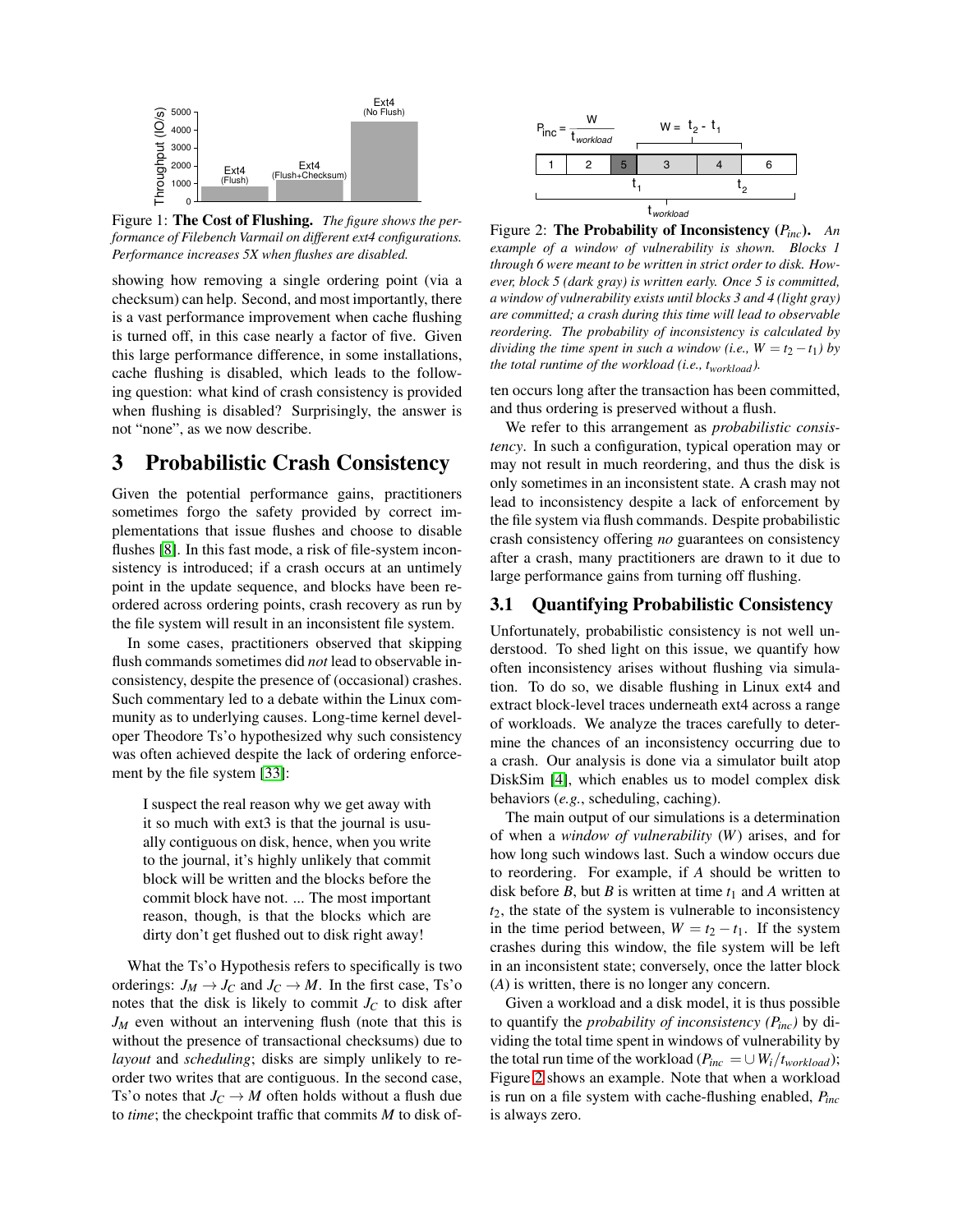Figure 1: **The Cost of Flushing.** *The figure shows the performance of Filebench Varmail on different ext4 configurations. Performance increases 5X when flushes are disabled.*

showing how removing a single ordering point (via a checksum) can help. Second, and most importantly, there is a vast performance improvement when cache flushing is turned off, in this case nearly a factor of five. Given this large performance difference, in some installations, cache flushing is disabled, which leads to the following question: what kind of crash consistency is provided when flushing is disabled? Surprisingly, the answer is not "none", as we now describe.

# 3 Probabilistic Crash Consistency

Given the potential performance gains, practitioners sometimes forgo the safety provided by correct implementations that issue flushes and choose to disable flushes [8]. In this fast mode, a risk of file-system inconsistency is introduced; if a crash occurs at an untimely point in the update sequence, and blocks have been reordered across ordering points, crash recovery as run by the file system will result in an inconsistent file system.

In some cases, practitioners observed that skipping flush commands sometimes did *not* lead to observable inconsistency, despite the presence of (occasional) crashes. Such commentary led to a debate within the Linux community as to underlying causes. Long-time kernel developer Theodore Ts'o hypothesized why such consistency was often achieved despite the lack of ordering enforcement by the file system [33]:

> I suspect the real reason why we get away with it so much with ext3 is that the journal is usually contiguous on disk, hence, when you write to the journal, it's highly unlikely that commit block will be written and the blocks before the commit block have not. ... The most important reason, though, is that the blocks which are dirty don't get flushed out to disk right away!

What the Ts'o Hypothesis refers to specifically is two orderings: $J_M \rightarrow J_C$ and $J_C \rightarrow M$. In the first case, Ts'o notes that the disk is likely to commit $J_C$ to disk after $J_M$ even without an intervening flush (note that this is without the presence of transactional checksums) due to *layout* and *scheduling*; disks are simply unlikely to reorder two writes that are contiguous. In the second case, Ts'o notes that $J_C \rightarrow M$ often holds without a flush due to *time*; the checkpoint traffic that commits $M$ to disk often occurs long after the transaction has been committed, and thus ordering is preserved without a flush.

Figure 2: **The Probability of Inconsistency ($P_{inc}$).** *An example of a window of vulnerability is shown. Blocks 1 through 6 were meant to be written in strict order to disk. However, block 5 (dark gray) is written early. Once 5 is committed, a window of vulnerability exists until blocks 3 and 4 (light gray) are committed; a crash during this time will lead to observable reordering. The probability of inconsistency is calculated by dividing the time spent in such a window (i.e., $W = t_2 - t_1$) by the total runtime of the workload (i.e., $t_{workload}$).*

We refer to this arrangement as *probabilistic consistency*. In such a configuration, typical operation may or may not result in much reordering, and thus the disk is only sometimes in an inconsistent state. A crash may not lead to inconsistency despite a lack of enforcement by the file system via flush commands. Despite probabilistic crash consistency offering *no* guarantees on consistency after a crash, many practitioners are drawn to it due to large performance gains from turning off flushing.

## 3.1 Quantifying Probabilistic Consistency

Unfortunately, probabilistic consistency is not well understood. To shed light on this issue, we quantify how often inconsistency arises without flushing via simulation. To do so, we disable flushing in Linux ext4 and extract block-level traces underneath ext4 across a range of workloads. We analyze the traces carefully to determine the chances of an inconsistency occurring due to a crash. Our analysis is done via a simulator built atop DiskSim [4], which enables us to model complex disk behaviors (*e.g.*, scheduling, caching).

The main output of our simulations is a determination of when a *window of vulnerability* ($W$) arises, and for how long such windows last. Such a window occurs due to reordering. For example, if $A$ should be written to disk before $B$, but $B$ is written at time $t_1$ and $A$ written at $t_2$, the state of the system is vulnerable to inconsistency in the time period between, $W = t_2 - t_1$. If the system crashes during this window, the file system will be left in an inconsistent state; conversely, once the latter block ($A$) is written, there is no longer any concern.

Given a workload and a disk model, it is thus possible to quantify the *probability of inconsistency ($P_{inc}$)* by dividing the total time spent in windows of vulnerability by the total run time of the workload ($P_{inc} = \cup W_i / t_{workload}$); Figure 2 shows an example. Note that when a workload is run on a file system with cache-flushing enabled, $P_{inc}$ is always zero.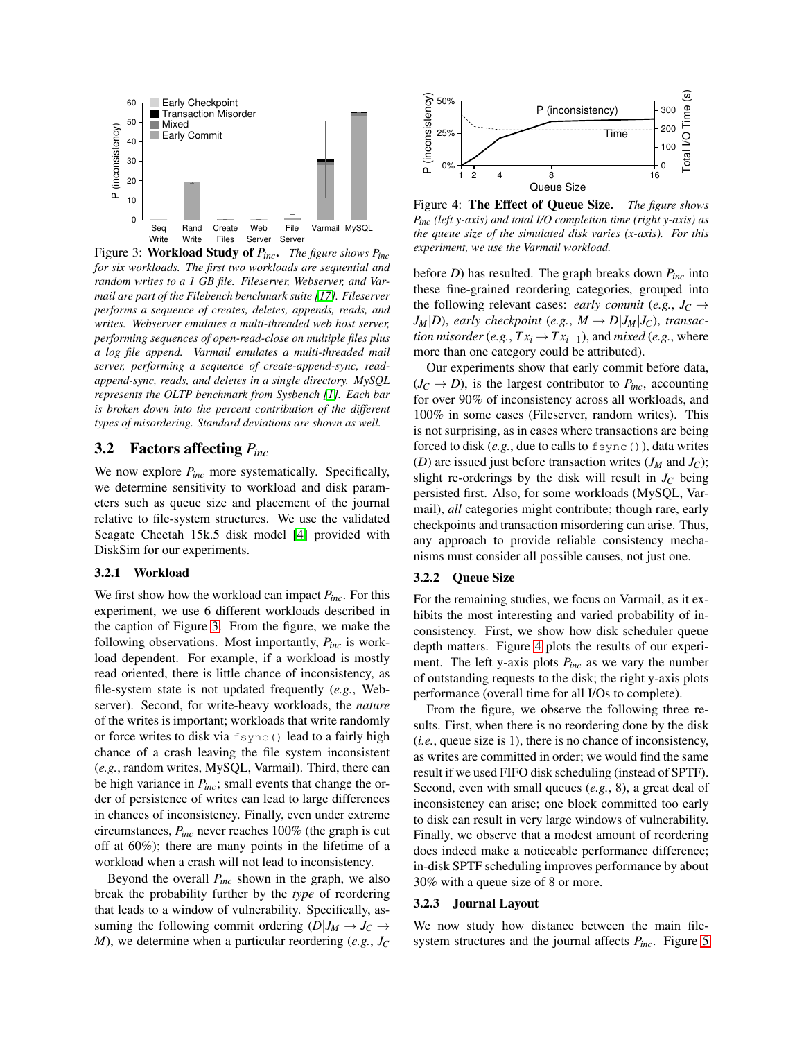Figure 3: **Workload Study of $P_{inc}$.** *The figure shows $P_{inc}$ for six workloads. The first two workloads are sequential and random writes to a 1 GB file. Fileserver, Webserver, and Varmail are part of the Filebench benchmark suite [17]. Fileserver performs a sequence of creates, deletes, appends, reads, and writes. Webserver emulates a multi-threaded web host server, performing sequences of open-read-close on multiple files plus a log file append. Varmail emulates a multi-threaded mail server, performing a sequence of create-append-sync, read-append-sync, reads, and deletes in a single directory. MySQL represents the OLTP benchmark from Sysbench [1]. Each bar is broken down into the percent contribution of the different types of misordering. Standard deviations are shown as well.*

## 3.2 Factors affecting $P_{inc}$

We now explore $P_{inc}$ more systematically. Specifically, we determine sensitivity to workload and disk parameters such as queue size and placement of the journal relative to file-system structures. We use the validated Seagate Cheetah 15k.5 disk model [4] provided with DiskSim for our experiments.

### 3.2.1 Workload

We first show how the workload can impact $P_{inc}$. For this experiment, we use 6 different workloads described in the caption of Figure 3. From the figure, we make the following observations. Most importantly, $P_{inc}$ is workload dependent. For example, if a workload is mostly read oriented, there is little chance of inconsistency, as file-system state is not updated frequently (*e.g.*, Webserver). Second, for write-heavy workloads, the *nature* of the writes is important; workloads that write randomly or force writes to disk via `fsync()` lead to a fairly high chance of a crash leaving the file system inconsistent (*e.g.*, random writes, MySQL, Varmail). Third, there can be high variance in $P_{inc}$; small events that change the order of persistence of writes can lead to large differences in chances of inconsistency. Finally, even under extreme circumstances, $P_{inc}$ never reaches 100% (the graph is cut off at 60%); there are many points in the lifetime of a workload when a crash will not lead to inconsistency.

Beyond the overall $P_{inc}$ shown in the graph, we also break the probability further by the *type* of reordering that leads to a window of vulnerability. Specifically, assuming the following commit ordering ($D|J_M \rightarrow J_C \rightarrow M$), we determine when a particular reordering (*e.g.*, $J_C$ before $D$) has resulted. The graph breaks down $P_{inc}$ into these fine-grained reordering categories, grouped into the following relevant cases: *early commit* (*e.g.*, $J_C \rightarrow J_M|D$), *early checkpoint* (*e.g.*, $M \rightarrow D|J_M|J_C$), *transaction misorder* (*e.g.*, $Tx_i \rightarrow Tx_{i-1}$), and *mixed* (*e.g.*, where more than one category could be attributed).

Our experiments show that early commit before data, ($J_C \rightarrow D$), is the largest contributor to $P_{inc}$, accounting for over 90% of inconsistency across all workloads, and 100% in some cases (Fileserver, random writes). This is not surprising, as in cases where transactions are being forced to disk (*e.g.*, due to calls to `fsync()`), data writes ($D$) are issued just before transaction writes ($J_M$ and $J_C$); slight re-orderings by the disk will result in $J_C$ being persisted first. Also, for some workloads (MySQL, Varmail), *all* categories might contribute; though rare, early checkpoints and transaction misordering can arise. Thus, any approach to provide reliable consistency mechanisms must consider all possible causes, not just one.

Figure 4: **The Effect of Queue Size.** *The figure shows $P_{inc}$ (left y-axis) and total I/O completion time (right y-axis) as the queue size of the simulated disk varies (x-axis). For this experiment, we use the Varmail workload.*

### 3.2.2 Queue Size

For the remaining studies, we focus on Varmail, as it exhibits the most interesting and varied probability of inconsistency. First, we show how disk scheduler queue depth matters. Figure 4 plots the results of our experiment. The left y-axis plots $P_{inc}$ as we vary the number of outstanding requests to the disk; the right y-axis plots performance (overall time for all I/Os to complete).

From the figure, we observe the following three results. First, when there is no reordering done by the disk (*i.e.*, queue size is 1), there is no chance of inconsistency, as writes are committed in order; we would find the same result if we used FIFO disk scheduling (instead of SPTF). Second, even with small queues (*e.g.*, 8), a great deal of inconsistency can arise; one block committed too early to disk can result in very large windows of vulnerability. Finally, we observe that a modest amount of reordering does indeed make a noticeable performance difference; in-disk SPTF scheduling improves performance by about 30% with a queue size of 8 or more.

### 3.2.3 Journal Layout

We now study how distance between the main file-system structures and the journal affects $P_{inc}$. Figure 5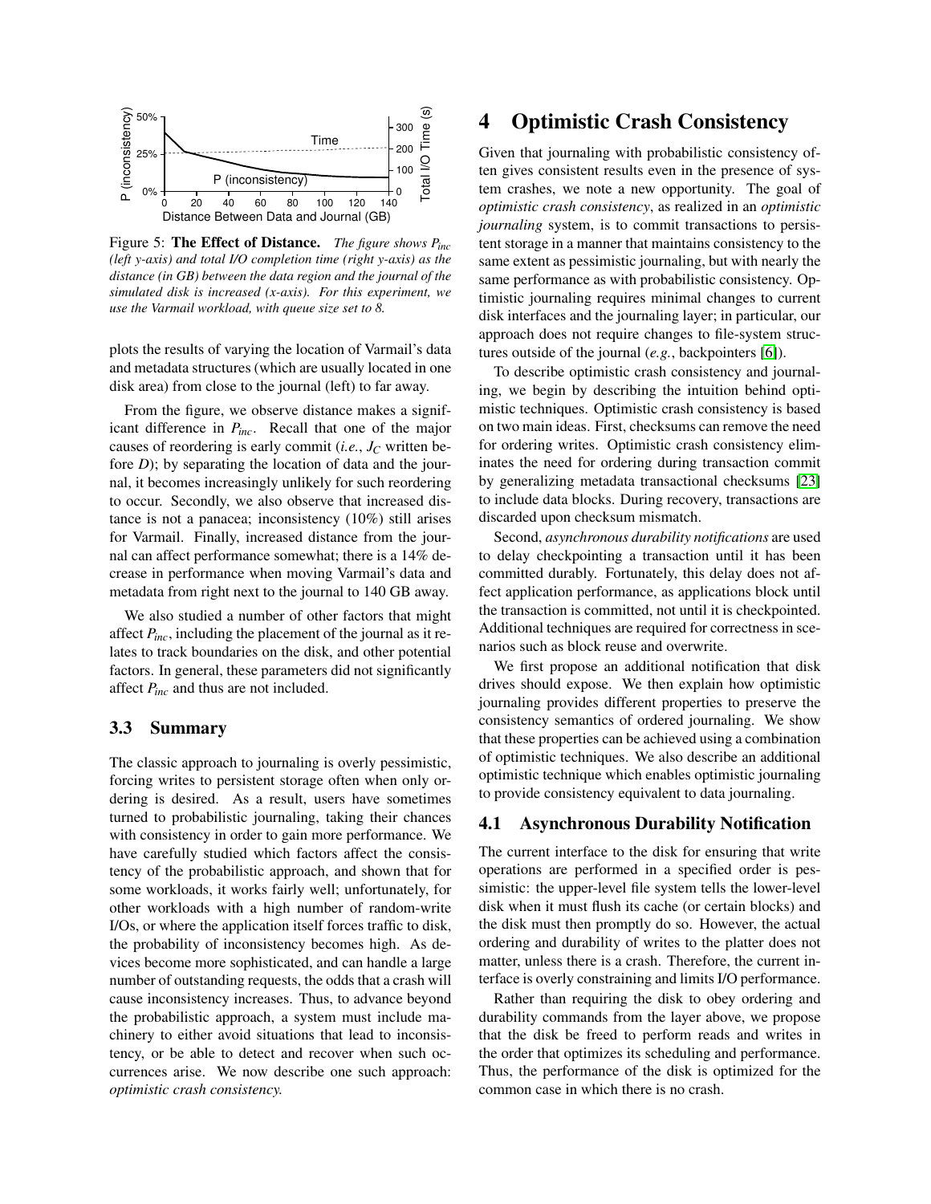50%
25%
0%
P (inconsistency)
300
200
100
0
Total I/O Time (s)
Time
P (inconsistency)
0 20 40 60 80 100 120 140
Distance Between Data and Journal (GB)

Figure 5: **The Effect of Distance.** *The figure shows $P_{inc}$ (left y-axis) and total I/O completion time (right y-axis) as the distance (in GB) between the data region and the journal of the simulated disk is increased (x-axis). For this experiment, we use the Varmail workload, with queue size set to 8.*

plots the results of varying the location of Varmail's data and metadata structures (which are usually located in one disk area) from close to the journal (left) to far away.

From the figure, we observe distance makes a significant difference in $P_{inc}$. Recall that one of the major causes of reordering is early commit (*i.e.*, $J_C$ written before $D$); by separating the location of data and the journal, it becomes increasingly unlikely for such reordering to occur. Secondly, we also observe that increased distance is not a panacea; inconsistency (10%) still arises for Varmail. Finally, increased distance from the journal can affect performance somewhat; there is a 14% decrease in performance when moving Varmail's data and metadata from right next to the journal to 140 GB away.

We also studied a number of other factors that might affect $P_{inc}$, including the placement of the journal as it relates to track boundaries on the disk, and other potential factors. In general, these parameters did not significantly affect $P_{inc}$ and thus are not included.

### 3.3 Summary

The classic approach to journaling is overly pessimistic, forcing writes to persistent storage often when only ordering is desired. As a result, users have sometimes turned to probabilistic journaling, taking their chances with consistency in order to gain more performance. We have carefully studied which factors affect the consistency of the probabilistic approach, and shown that for some workloads, it works fairly well; unfortunately, for other workloads with a high number of random-write I/Os, or where the application itself forces traffic to disk, the probability of inconsistency becomes high. As devices become more sophisticated, and can handle a large number of outstanding requests, the odds that a crash will cause inconsistency increases. Thus, to advance beyond the probabilistic approach, a system must include machinery to either avoid situations that lead to inconsistency, or be able to detect and recover when such occurrences arise. We now describe one such approach: *optimistic crash consistency.*

## 4 Optimistic Crash Consistency

Given that journaling with probabilistic consistency often gives consistent results even in the presence of system crashes, we note a new opportunity. The goal of *optimistic crash consistency*, as realized in an *optimistic journaling* system, is to commit transactions to persistent storage in a manner that maintains consistency to the same extent as pessimistic journaling, but with nearly the same performance as with probabilistic consistency. Optimistic journaling requires minimal changes to current disk interfaces and the journaling layer; in particular, our approach does not require changes to file-system structures outside of the journal (*e.g.*, backpointers [6]).

To describe optimistic crash consistency and journaling, we begin by describing the intuition behind optimistic techniques. Optimistic crash consistency is based on two main ideas. First, checksums can remove the need for ordering writes. Optimistic crash consistency eliminates the need for ordering during transaction commit by generalizing metadata transactional checksums [23] to include data blocks. During recovery, transactions are discarded upon checksum mismatch.

Second, *asynchronous durability notifications* are used to delay checkpointing a transaction until it has been committed durably. Fortunately, this delay does not affect application performance, as applications block until the transaction is committed, not until it is checkpointed. Additional techniques are required for correctness in scenarios such as block reuse and overwrite.

We first propose an additional notification that disk drives should expose. We then explain how optimistic journaling provides different properties to preserve the consistency semantics of ordered journaling. We show that these properties can be achieved using a combination of optimistic techniques. We also describe an additional optimistic technique which enables optimistic journaling to provide consistency equivalent to data journaling.

### 4.1 Asynchronous Durability Notification

The current interface to the disk for ensuring that write operations are performed in a specified order is pessimistic: the upper-level file system tells the lower-level disk when it must flush its cache (or certain blocks) and the disk must then promptly do so. However, the actual ordering and durability of writes to the platter does not matter, unless there is a crash. Therefore, the current interface is overly constraining and limits I/O performance.

Rather than requiring the disk to obey ordering and durability commands from the layer above, we propose that the disk be freed to perform reads and writes in the order that optimizes its scheduling and performance. Thus, the performance of the disk is optimized for the common case in which there is no crash.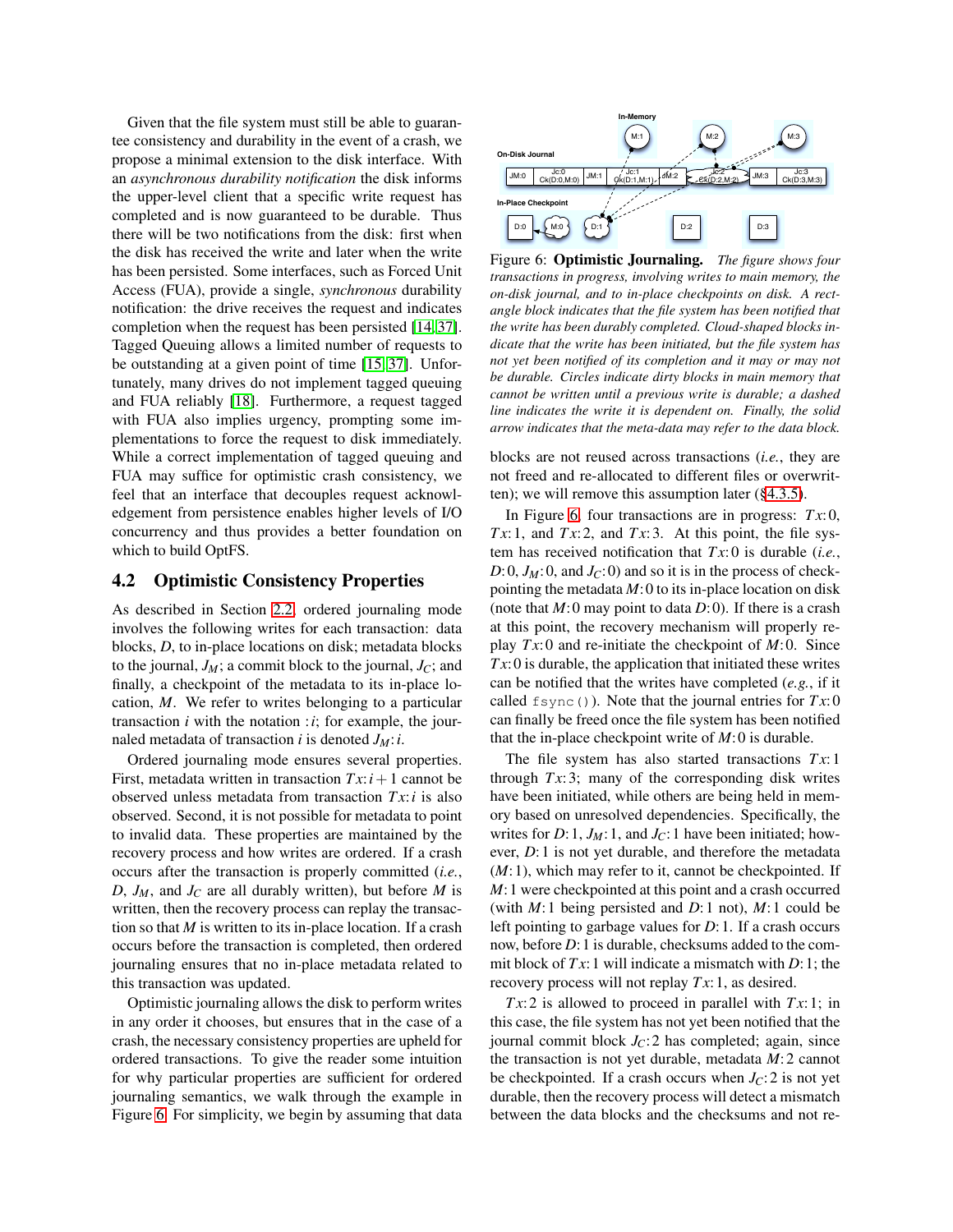Given that the file system must still be able to guarantee consistency and durability in the event of a crash, we propose a minimal extension to the disk interface. With an *asynchronous durability notification* the disk informs the upper-level client that a specific write request has completed and is now guaranteed to be durable. Thus there will be two notifications from the disk: first when the disk has received the write and later when the write has been persisted. Some interfaces, such as Forced Unit Access (FUA), provide a single, *synchronous* durability notification: the drive receives the request and indicates completion when the request has been persisted [14, 37]. Tagged Queuing allows a limited number of requests to be outstanding at a given point of time [15, 37]. Unfortunately, many drives do not implement tagged queuing and FUA reliably [18]. Furthermore, a request tagged with FUA also implies urgency, prompting some implementations to force the request to disk immediately. While a correct implementation of tagged queuing and FUA may suffice for optimistic crash consistency, we feel that an interface that decouples request acknowledgement from persistence enables higher levels of I/O concurrency and thus provides a better foundation on which to build OptFS.

## 4.2 Optimistic Consistency Properties

As described in Section 2.2, ordered journaling mode involves the following writes for each transaction: data blocks, $D$, to in-place locations on disk; metadata blocks to the journal, $J_M$; a commit block to the journal, $J_C$; and finally, a checkpoint of the metadata to its in-place location, $M$. We refer to writes belonging to a particular transaction $i$ with the notation $:i$; for example, the journaled metadata of transaction $i$ is denoted $J_M{:}i$.

Ordered journaling mode ensures several properties. First, metadata written in transaction $Tx{:}i+1$ cannot be observed unless metadata from transaction $Tx{:}i$ is also observed. Second, it is not possible for metadata to point to invalid data. These properties are maintained by the recovery process and how writes are ordered. If a crash occurs after the transaction is properly committed (*i.e.*, $D$, $J_M$, and $J_C$ are all durably written), but before $M$ is written, then the recovery process can replay the transaction so that $M$ is written to its in-place location. If a crash occurs before the transaction is completed, then ordered journaling ensures that no in-place metadata related to this transaction was updated.

Optimistic journaling allows the disk to perform writes in any order it chooses, but ensures that in the case of a crash, the necessary consistency properties are upheld for ordered transactions. To give the reader some intuition for why particular properties are sufficient for ordered journaling semantics, we walk through the example in Figure 6. For simplicity, we begin by assuming that data blocks are not reused across transactions (*i.e.*, they are not freed and re-allocated to different files or overwritten); we will remove this assumption later (§4.3.5).

Figure 6: **Optimistic Journaling.** *The figure shows four transactions in progress, involving writes to main memory, the on-disk journal, and to in-place checkpoints on disk. A rectangle block indicates that the file system has been notified that the write has been durably completed. Cloud-shaped blocks indicate that the write has been initiated, but the file system has not yet been notified of its completion and it may or may not be durable. Circles indicate dirty blocks in main memory that cannot be written until a previous write is durable; a dashed line indicates the write it is dependent on. Finally, the solid arrow indicates that the meta-data may refer to the data block.*

In Figure 6, four transactions are in progress: $Tx{:}0$, $Tx{:}1$, and $Tx{:}2$, and $Tx{:}3$. At this point, the file system has received notification that $Tx{:}0$ is durable (*i.e.*, $D{:}0$, $J_M{:}0$, and $J_C{:}0$) and so it is in the process of checkpointing the metadata $M{:}0$ to its in-place location on disk (note that $M{:}0$ may point to data $D{:}0$). If there is a crash at this point, the recovery mechanism will properly replay $Tx{:}0$ and re-initiate the checkpoint of $M{:}0$. Since $Tx{:}0$ is durable, the application that initiated these writes can be notified that the writes have completed (*e.g.*, if it called `fsync()`). Note that the journal entries for $Tx{:}0$ can finally be freed once the file system has been notified that the in-place checkpoint write of $M{:}0$ is durable.

The file system has also started transactions $Tx{:}1$ through $Tx{:}3$; many of the corresponding disk writes have been initiated, while others are being held in memory based on unresolved dependencies. Specifically, the writes for $D{:}1$, $J_M{:}1$, and $J_C{:}1$ have been initiated; however, $D{:}1$ is not yet durable, and therefore the metadata ($M{:}1$), which may refer to it, cannot be checkpointed. If $M{:}1$ were checkpointed at this point and a crash occurred (with $M{:}1$ being persisted and $D{:}1$ not), $M{:}1$ could be left pointing to garbage values for $D{:}1$. If a crash occurs now, before $D{:}1$ is durable, checksums added to the commit block of $Tx{:}1$ will indicate a mismatch with $D{:}1$; the recovery process will not replay $Tx{:}1$, as desired.

$Tx{:}2$ is allowed to proceed in parallel with $Tx{:}1$; in this case, the file system has not yet been notified that the journal commit block $J_C{:}2$ has completed; again, since the transaction is not yet durable, metadata $M{:}2$ cannot be checkpointed. If a crash occurs when $J_C{:}2$ is not yet durable, then the recovery process will detect a mismatch between the data blocks and the checksums and not re-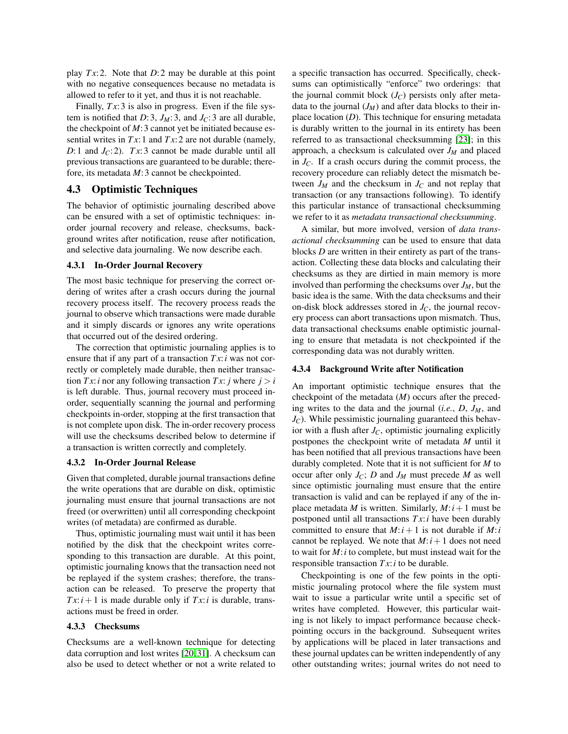play $Tx$:2. Note that $D$:2 may be durable at this point with no negative consequences because no metadata is allowed to refer to it yet, and thus it is not reachable.

Finally, $Tx$:3 is also in progress. Even if the file system is notified that $D$:3, $J_M$:3, and $J_C$:3 are all durable, the checkpoint of $M$:3 cannot yet be initiated because essential writes in $Tx$:1 and $Tx$:2 are not durable (namely, $D$:1 and $J_C$:2). $Tx$:3 cannot be made durable until all previous transactions are guaranteed to be durable; therefore, its metadata $M$:3 cannot be checkpointed.

## 4.3 Optimistic Techniques

The behavior of optimistic journaling described above can be ensured with a set of optimistic techniques: in-order journal recovery and release, checksums, background writes after notification, reuse after notification, and selective data journaling. We now describe each.

### 4.3.1 In-Order Journal Recovery

The most basic technique for preserving the correct ordering of writes after a crash occurs during the journal recovery process itself. The recovery process reads the journal to observe which transactions were made durable and it simply discards or ignores any write operations that occurred out of the desired ordering.

The correction that optimistic journaling applies is to ensure that if any part of a transaction $Tx$:$i$ was not correctly or completely made durable, then neither transaction $Tx$:$i$ nor any following transaction $Tx$:$j$ where $j > i$ is left durable. Thus, journal recovery must proceed in-order, sequentially scanning the journal and performing checkpoints in-order, stopping at the first transaction that is not complete upon disk. The in-order recovery process will use the checksums described below to determine if a transaction is written correctly and completely.

### 4.3.2 In-Order Journal Release

Given that completed, durable journal transactions define the write operations that are durable on disk, optimistic journaling must ensure that journal transactions are not freed (or overwritten) until all corresponding checkpoint writes (of metadata) are confirmed as durable.

Thus, optimistic journaling must wait until it has been notified by the disk that the checkpoint writes corresponding to this transaction are durable. At this point, optimistic journaling knows that the transaction need not be replayed if the system crashes; therefore, the transaction can be released. To preserve the property that $Tx$:$i+1$ is made durable only if $Tx$:$i$ is durable, transactions must be freed in order.

### 4.3.3 Checksums

Checksums are a well-known technique for detecting data corruption and lost writes [20, 31]. A checksum can also be used to detect whether or not a write related to a specific transaction has occurred. Specifically, checksums can optimistically "enforce" two orderings: that the journal commit block ($J_C$) persists only after metadata to the journal ($J_M$) and after data blocks to their in-place location ($D$). This technique for ensuring metadata is durably written to the journal in its entirety has been referred to as transactional checksumming [23]; in this approach, a checksum is calculated over $J_M$ and placed in $J_C$. If a crash occurs during the commit process, the recovery procedure can reliably detect the mismatch between $J_M$ and the checksum in $J_C$ and not replay that transaction (or any transactions following). To identify this particular instance of transactional checksumming we refer to it as *metadata transactional checksumming*.

A similar, but more involved, version of *data transactional checksumming* can be used to ensure that data blocks $D$ are written in their entirety as part of the transaction. Collecting these data blocks and calculating their checksums as they are dirtied in main memory is more involved than performing the checksums over $J_M$, but the basic idea is the same. With the data checksums and their on-disk block addresses stored in $J_C$, the journal recovery process can abort transactions upon mismatch. Thus, data transactional checksums enable optimistic journaling to ensure that metadata is not checkpointed if the corresponding data was not durably written.

### 4.3.4 Background Write after Notification

An important optimistic technique ensures that the checkpoint of the metadata ($M$) occurs after the preceding writes to the data and the journal (*i.e.*, $D$, $J_M$, and $J_C$). While pessimistic journaling guaranteed this behavior with a flush after $J_C$, optimistic journaling explicitly postpones the checkpoint write of metadata $M$ until it has been notified that all previous transactions have been durably completed. Note that it is not sufficient for $M$ to occur after only $J_C$; $D$ and $J_M$ must precede $M$ as well since optimistic journaling must ensure that the entire transaction is valid and can be replayed if any of the in-place metadata $M$ is written. Similarly, $M$:$i+1$ must be postponed until all transactions $Tx$:$i$ have been durably committed to ensure that $M$:$i+1$ is not durable if $M$:$i$ cannot be replayed. We note that $M$:$i+1$ does not need to wait for $M$:$i$ to complete, but must instead wait for the responsible transaction $Tx$:$i$ to be durable.

Checkpointing is one of the few points in the optimistic journaling protocol where the file system must wait to issue a particular write until a specific set of writes have completed. However, this particular waiting is not likely to impact performance because checkpointing occurs in the background. Subsequent writes by applications will be placed in later transactions and these journal updates can be written independently of any other outstanding writes; journal writes do not need to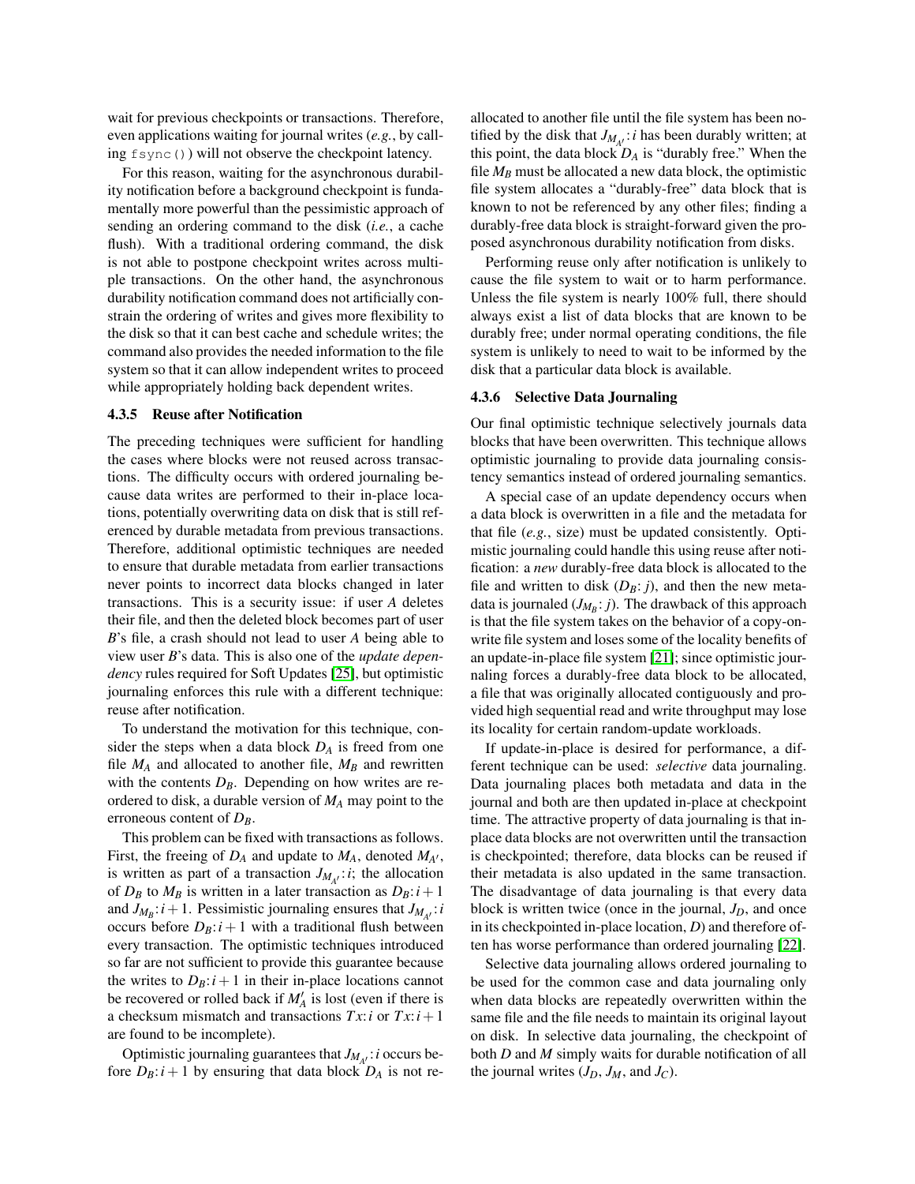wait for previous checkpoints or transactions. Therefore, even applications waiting for journal writes (*e.g.*, by calling `fsync()`) will not observe the checkpoint latency.

For this reason, waiting for the asynchronous durability notification before a background checkpoint is fundamentally more powerful than the pessimistic approach of sending an ordering command to the disk (*i.e.*, a cache flush). With a traditional ordering command, the disk is not able to postpone checkpoint writes across multiple transactions. On the other hand, the asynchronous durability notification command does not artificially constrain the ordering of writes and gives more flexibility to the disk so that it can best cache and schedule writes; the command also provides the needed information to the file system so that it can allow independent writes to proceed while appropriately holding back dependent writes.

#### 4.3.5 Reuse after Notification

The preceding techniques were sufficient for handling the cases where blocks were not reused across transactions. The difficulty occurs with ordered journaling because data writes are performed to their in-place locations, potentially overwriting data on disk that is still referenced by durable metadata from previous transactions. Therefore, additional optimistic techniques are needed to ensure that durable metadata from earlier transactions never points to incorrect data blocks changed in later transactions. This is a security issue: if user *A* deletes their file, and then the deleted block becomes part of user *B*'s file, a crash should not lead to user *A* being able to view user *B*'s data. This is also one of the *update dependency* rules required for Soft Updates [25], but optimistic journaling enforces this rule with a different technique: reuse after notification.

To understand the motivation for this technique, consider the steps when a data block $D_A$ is freed from one file $M_A$ and allocated to another file, $M_B$ and rewritten with the contents $D_B$. Depending on how writes are reordered to disk, a durable version of $M_A$ may point to the erroneous content of $D_B$.

This problem can be fixed with transactions as follows. First, the freeing of $D_A$ and update to $M_A$, denoted $M_{A'}$, is written as part of a transaction $J_{M_{A'}}\!:\!i$; the allocation of $D_B$ to $M_B$ is written in a later transaction as $D_B\!:\!i+1$ and $J_{M_B}\!:\!i+1$. Pessimistic journaling ensures that $J_{M_{A'}}\!:\!i$ occurs before $D_B\!:\!i+1$ with a traditional flush between every transaction. The optimistic techniques introduced so far are not sufficient to provide this guarantee because the writes to $D_B\!:\!i+1$ in their in-place locations cannot be recovered or rolled back if $M'_A$ is lost (even if there is a checksum mismatch and transactions $Tx\!:\!i$ or $Tx\!:\!i+1$ are found to be incomplete).

Optimistic journaling guarantees that $J_{M_{A'}}\!:\!i$ occurs before $D_B\!:\!i+1$ by ensuring that data block $D_A$ is not reallocated to another file until the file system has been notified by the disk that $J_{M_{A'}}\!:\!i$ has been durably written; at this point, the data block $D_A$ is "durably free." When the file $M_B$ must be allocated a new data block, the optimistic file system allocates a "durably-free" data block that is known to not be referenced by any other files; finding a durably-free data block is straight-forward given the proposed asynchronous durability notification from disks.

Performing reuse only after notification is unlikely to cause the file system to wait or to harm performance. Unless the file system is nearly 100% full, there should always exist a list of data blocks that are known to be durably free; under normal operating conditions, the file system is unlikely to need to wait to be informed by the disk that a particular data block is available.

#### 4.3.6 Selective Data Journaling

Our final optimistic technique selectively journals data blocks that have been overwritten. This technique allows optimistic journaling to provide data journaling consistency semantics instead of ordered journaling semantics.

A special case of an update dependency occurs when a data block is overwritten in a file and the metadata for that file (*e.g.*, size) must be updated consistently. Optimistic journaling could handle this using reuse after notification: a *new* durably-free data block is allocated to the file and written to disk ($D_B$: $j$), and then the new metadata is journaled ($J_{M_B}$: $j$). The drawback of this approach is that the file system takes on the behavior of a copy-on-write file system and loses some of the locality benefits of an update-in-place file system [21]; since optimistic journaling forces a durably-free data block to be allocated, a file that was originally allocated contiguously and provided high sequential read and write throughput may lose its locality for certain random-update workloads.

If update-in-place is desired for performance, a different technique can be used: *selective* data journaling. Data journaling places both metadata and data in the journal and both are then updated in-place at checkpoint time. The attractive property of data journaling is that in-place data blocks are not overwritten until the transaction is checkpointed; therefore, data blocks can be reused if their metadata is also updated in the same transaction. The disadvantage of data journaling is that every data block is written twice (once in the journal, $J_D$, and once in its checkpointed in-place location, $D$) and therefore often has worse performance than ordered journaling [22].

Selective data journaling allows ordered journaling to be used for the common case and data journaling only when data blocks are repeatedly overwritten within the same file and the file needs to maintain its original layout on disk. In selective data journaling, the checkpoint of both $D$ and $M$ simply waits for durable notification of all the journal writes ($J_D$, $J_M$, and $J_C$).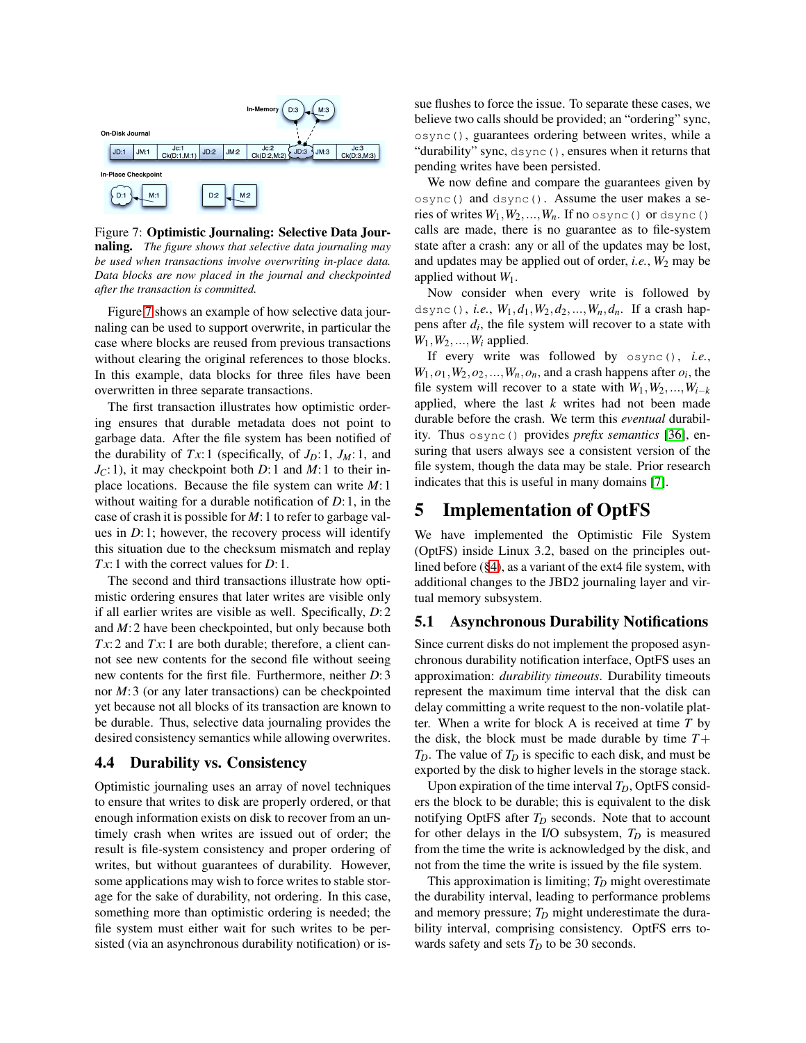Figure 7: **Optimistic Journaling: Selective Data Journaling.** *The figure shows that selective data journaling may be used when transactions involve overwriting in-place data. Data blocks are now placed in the journal and checkpointed after the transaction is committed.*

Figure 7 shows an example of how selective data journaling can be used to support overwrite, in particular the case where blocks are reused from previous transactions without clearing the original references to those blocks. In this example, data blocks for three files have been overwritten in three separate transactions.

The first transaction illustrates how optimistic ordering ensures that durable metadata does not point to garbage data. After the file system has been notified of the durability of $Tx{:}1$ (specifically, of $J_D{:}1$, $J_M{:}1$, and $J_C{:}1$), it may checkpoint both $D{:}1$ and $M{:}1$ to their in-place locations. Because the file system can write $M{:}1$ without waiting for a durable notification of $D{:}1$, in the case of crash it is possible for $M{:}1$ to refer to garbage values in $D{:}1$; however, the recovery process will identify this situation due to the checksum mismatch and replay $Tx{:}1$ with the correct values for $D{:}1$.

The second and third transactions illustrate how optimistic ordering ensures that later writes are visible only if all earlier writes are visible as well. Specifically, $D{:}2$ and $M{:}2$ have been checkpointed, but only because both $Tx{:}2$ and $Tx{:}1$ are both durable; therefore, a client cannot see new contents for the second file without seeing new contents for the first file. Furthermore, neither $D{:}3$ nor $M{:}3$ (or any later transactions) can be checkpointed yet because not all blocks of its transaction are known to be durable. Thus, selective data journaling provides the desired consistency semantics while allowing overwrites.

### 4.4 Durability vs. Consistency

Optimistic journaling uses an array of novel techniques to ensure that writes to disk are properly ordered, or that enough information exists on disk to recover from an untimely crash when writes are issued out of order; the result is file-system consistency and proper ordering of writes, but without guarantees of durability. However, some applications may wish to force writes to stable storage for the sake of durability, not ordering. In this case, something more than optimistic ordering is needed; the file system must either wait for such writes to be persisted (via an asynchronous durability notification) or issue flushes to force the issue. To separate these cases, we believe two calls should be provided; an "ordering" sync, `osync()`, guarantees ordering between writes, while a "durability" sync, `dsync()`, ensures when it returns that pending writes have been persisted.

We now define and compare the guarantees given by `osync()` and `dsync()`. Assume the user makes a series of writes $W_1, W_2, ..., W_n$. If no `osync()` or `dsync()` calls are made, there is no guarantee as to file-system state after a crash: any or all of the updates may be lost, and updates may be applied out of order, *i.e.*, $W_2$ may be applied without $W_1$.

Now consider when every write is followed by `dsync()`, *i.e.*, $W_1, d_1, W_2, d_2, ..., W_n, d_n$. If a crash happens after $d_i$, the file system will recover to a state with $W_1, W_2, ..., W_i$ applied.

If every write was followed by `osync()`, *i.e.*, $W_1, o_1, W_2, o_2, ..., W_n, o_n$, and a crash happens after $o_i$, the file system will recover to a state with $W_1, W_2, ..., W_{i-k}$ applied, where the last $k$ writes had not been made durable before the crash. We term this *eventual* durability. Thus `osync()` provides *prefix semantics* [36], ensuring that users always see a consistent version of the file system, though the data may be stale. Prior research indicates that this is useful in many domains [7].

## 5 Implementation of OptFS

We have implemented the Optimistic File System (OptFS) inside Linux 3.2, based on the principles outlined before (§4), as a variant of the ext4 file system, with additional changes to the JBD2 journaling layer and virtual memory subsystem.

### 5.1 Asynchronous Durability Notifications

Since current disks do not implement the proposed asynchronous durability notification interface, OptFS uses an approximation: *durability timeouts*. Durability timeouts represent the maximum time interval that the disk can delay committing a write request to the non-volatile platter. When a write for block A is received at time $T$ by the disk, the block must be made durable by time $T + T_D$. The value of $T_D$ is specific to each disk, and must be exported by the disk to higher levels in the storage stack.

Upon expiration of the time interval $T_D$, OptFS considers the block to be durable; this is equivalent to the disk notifying OptFS after $T_D$ seconds. Note that to account for other delays in the I/O subsystem, $T_D$ is measured from the time the write is acknowledged by the disk, and not from the time the write is issued by the file system.

This approximation is limiting; $T_D$ might overestimate the durability interval, leading to performance problems and memory pressure; $T_D$ might underestimate the durability interval, comprising consistency. OptFS errs towards safety and sets $T_D$ to be 30 seconds.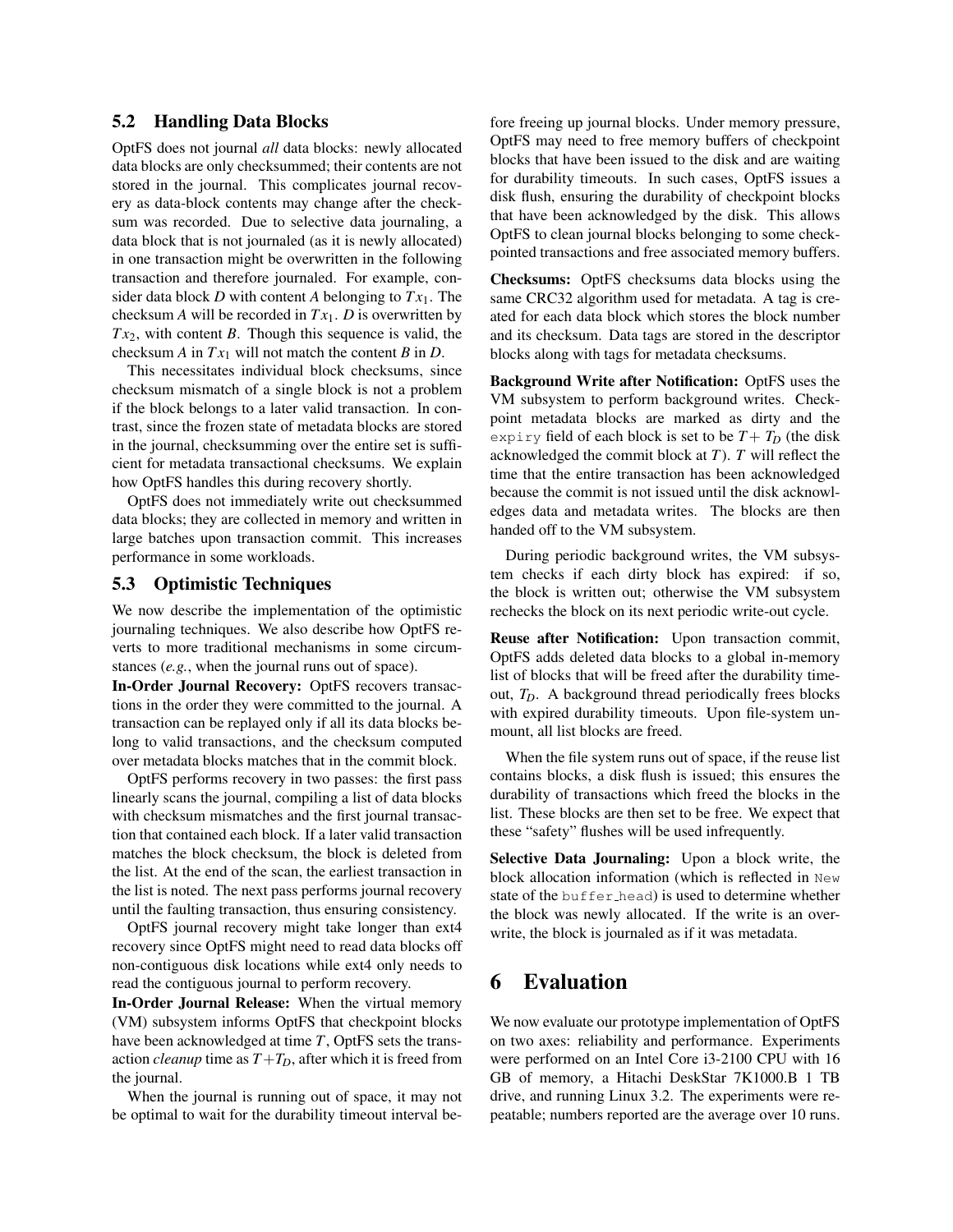### 5.2 Handling Data Blocks

OptFS does not journal *all* data blocks: newly allocated data blocks are only checksummed; their contents are not stored in the journal. This complicates journal recovery as data-block contents may change after the checksum was recorded. Due to selective data journaling, a data block that is not journaled (as it is newly allocated) in one transaction might be overwritten in the following transaction and therefore journaled. For example, consider data block $D$ with content $A$ belonging to $Tx_1$. The checksum $A$ will be recorded in $Tx_1$. $D$ is overwritten by $Tx_2$, with content $B$. Though this sequence is valid, the checksum $A$ in $Tx_1$ will not match the content $B$ in $D$.

This necessitates individual block checksums, since checksum mismatch of a single block is not a problem if the block belongs to a later valid transaction. In contrast, since the frozen state of metadata blocks are stored in the journal, checksumming over the entire set is sufficient for metadata transactional checksums. We explain how OptFS handles this during recovery shortly.

OptFS does not immediately write out checksummed data blocks; they are collected in memory and written in large batches upon transaction commit. This increases performance in some workloads.

### 5.3 Optimistic Techniques

We now describe the implementation of the optimistic journaling techniques. We also describe how OptFS reverts to more traditional mechanisms in some circumstances (*e.g.*, when the journal runs out of space).

**In-Order Journal Recovery:** OptFS recovers transactions in the order they were committed to the journal. A transaction can be replayed only if all its data blocks belong to valid transactions, and the checksum computed over metadata blocks matches that in the commit block.

OptFS performs recovery in two passes: the first pass linearly scans the journal, compiling a list of data blocks with checksum mismatches and the first journal transaction that contained each block. If a later valid transaction matches the block checksum, the block is deleted from the list. At the end of the scan, the earliest transaction in the list is noted. The next pass performs journal recovery until the faulting transaction, thus ensuring consistency.

OptFS journal recovery might take longer than ext4 recovery since OptFS might need to read data blocks off non-contiguous disk locations while ext4 only needs to read the contiguous journal to perform recovery.

**In-Order Journal Release:** When the virtual memory (VM) subsystem informs OptFS that checkpoint blocks have been acknowledged at time $T$, OptFS sets the transaction *cleanup* time as $T + T_D$, after which it is freed from the journal.

When the journal is running out of space, it may not be optimal to wait for the durability timeout interval before freeing up journal blocks. Under memory pressure, OptFS may need to free memory buffers of checkpoint blocks that have been issued to the disk and are waiting for durability timeouts. In such cases, OptFS issues a disk flush, ensuring the durability of checkpoint blocks that have been acknowledged by the disk. This allows OptFS to clean journal blocks belonging to some checkpointed transactions and free associated memory buffers.

**Checksums:** OptFS checksums data blocks using the same CRC32 algorithm used for metadata. A tag is created for each data block which stores the block number and its checksum. Data tags are stored in the descriptor blocks along with tags for metadata checksums.

**Background Write after Notification:** OptFS uses the VM subsystem to perform background writes. Checkpoint metadata blocks are marked as dirty and the `expiry` field of each block is set to be $T + T_D$ (the disk acknowledged the commit block at $T$). $T$ will reflect the time that the entire transaction has been acknowledged because the commit is not issued until the disk acknowledges data and metadata writes. The blocks are then handed off to the VM subsystem.

During periodic background writes, the VM subsystem checks if each dirty block has expired: if so, the block is written out; otherwise the VM subsystem rechecks the block on its next periodic write-out cycle.

**Reuse after Notification:** Upon transaction commit, OptFS adds deleted data blocks to a global in-memory list of blocks that will be freed after the durability timeout, $T_D$. A background thread periodically frees blocks with expired durability timeouts. Upon file-system unmount, all list blocks are freed.

When the file system runs out of space, if the reuse list contains blocks, a disk flush is issued; this ensures the durability of transactions which freed the blocks in the list. These blocks are then set to be free. We expect that these "safety" flushes will be used infrequently.

**Selective Data Journaling:** Upon a block write, the block allocation information (which is reflected in `New` state of the `buffer_head`) is used to determine whether the block was newly allocated. If the write is an overwrite, the block is journaled as if it was metadata.

# 6 Evaluation

We now evaluate our prototype implementation of OptFS on two axes: reliability and performance. Experiments were performed on an Intel Core i3-2100 CPU with 16 GB of memory, a Hitachi DeskStar 7K1000.B 1 TB drive, and running Linux 3.2. The experiments were repeatable; numbers reported are the average over 10 runs.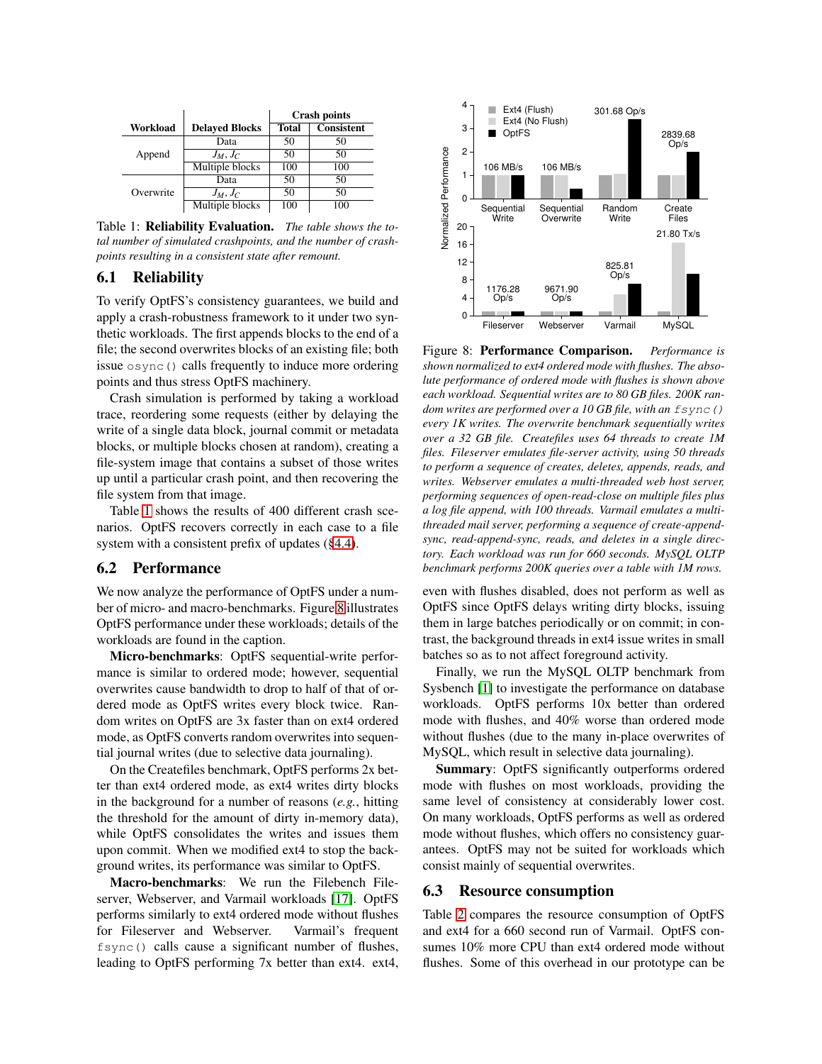| Workload | Delayed Blocks | Crash points | |
|---|---|---|---|
| | | Total | Consistent |
| Append | Data | 50 | 50 |
| | $J_M, J_C$ | 50 | 50 |
| | Multiple blocks | 100 | 100 |
| Overwrite | Data | 50 | 50 |
| | $J_M, J_C$ | 50 | 50 |
| | Multiple blocks | 100 | 100 |

Table 1: **Reliability Evaluation.** *The table shows the total number of simulated crashpoints, and the number of crashpoints resulting in a consistent state after remount.*

## 6.1 Reliability

To verify OptFS's consistency guarantees, we build and apply a crash-robustness framework to it under two synthetic workloads. The first appends blocks to the end of a file; the second overwrites blocks of an existing file; both issue `osync()` calls frequently to induce more ordering points and thus stress OptFS machinery.

Crash simulation is performed by taking a workload trace, reordering some requests (either by delaying the write of a single data block, journal commit or metadata blocks, or multiple blocks chosen at random), creating a file-system image that contains a subset of those writes up until a particular crash point, and then recovering the file system from that image.

Table 1 shows the results of 400 different crash scenarios. OptFS recovers correctly in each case to a file system with a consistent prefix of updates (§4.4).

## 6.2 Performance

We now analyze the performance of OptFS under a number of micro- and macro-benchmarks. Figure 8 illustrates OptFS performance under these workloads; details of the workloads are found in the caption.

**Micro-benchmarks**: OptFS sequential-write performance is similar to ordered mode; however, sequential overwrites cause bandwidth to drop to half of that of ordered mode as OptFS writes every block twice. Random writes on OptFS are 3x faster than on ext4 ordered mode, as OptFS converts random overwrites into sequential journal writes (due to selective data journaling).

On the Createfiles benchmark, OptFS performs 2x better than ext4 ordered mode, as ext4 writes dirty blocks in the background for a number of reasons (*e.g.*, hitting the threshold for the amount of dirty in-memory data), while OptFS consolidates the writes and issues them upon commit. When we modified ext4 to stop the background writes, its performance was similar to OptFS.

**Macro-benchmarks**: We run the Filebench Fileserver, Webserver, and Varmail workloads [17]. OptFS performs similarly to ext4 ordered mode without flushes for Fileserver and Webserver. Varmail's frequent `fsync()` calls cause a significant number of flushes, leading to OptFS performing 7x better than ext4. ext4, even with flushes disabled, does not perform as well as OptFS since OptFS delays writing dirty blocks, issuing them in large batches periodically or on commit; in contrast, the background threads in ext4 issue writes in small batches so as to not affect foreground activity.

Finally, we run the MySQL OLTP benchmark from Sysbench [1] to investigate the performance on database workloads. OptFS performs 10x better than ordered mode with flushes, and 40% worse than ordered mode without flushes (due to the many in-place overwrites of MySQL, which result in selective data journaling).

**Summary**: OptFS significantly outperforms ordered mode with flushes on most workloads, providing the same level of consistency at considerably lower cost. On many workloads, OptFS performs as well as ordered mode without flushes, which offers no consistency guarantees. OptFS may not be suited for workloads which consist mainly of sequential overwrites.

Figure 8: **Performance Comparison.** *Performance is shown normalized to ext4 ordered mode with flushes. The absolute performance of ordered mode with flushes is shown above each workload. Sequential writes are to 80 GB files. 200K random writes are performed over a 10 GB file, with an `fsync()` every 1K writes. The overwrite benchmark sequentially writes over a 32 GB file. Createfiles uses 64 threads to create 1M files. Fileserver emulates file-server activity, using 50 threads to perform a sequence of creates, deletes, appends, reads, and writes. Webserver emulates a multi-threaded web host server, performing sequences of open-read-close on multiple files plus a log file append, with 100 threads. Varmail emulates a multi-threaded mail server, performing a sequence of create-append-sync, read-append-sync, reads, and deletes in a single directory. Each workload was run for 660 seconds. MySQL OLTP benchmark performs 200K queries over a table with 1M rows.*

## 6.3 Resource consumption

Table 2 compares the resource consumption of OptFS and ext4 for a 660 second run of Varmail. OptFS consumes 10% more CPU than ext4 ordered mode without flushes. Some of this overhead in our prototype can be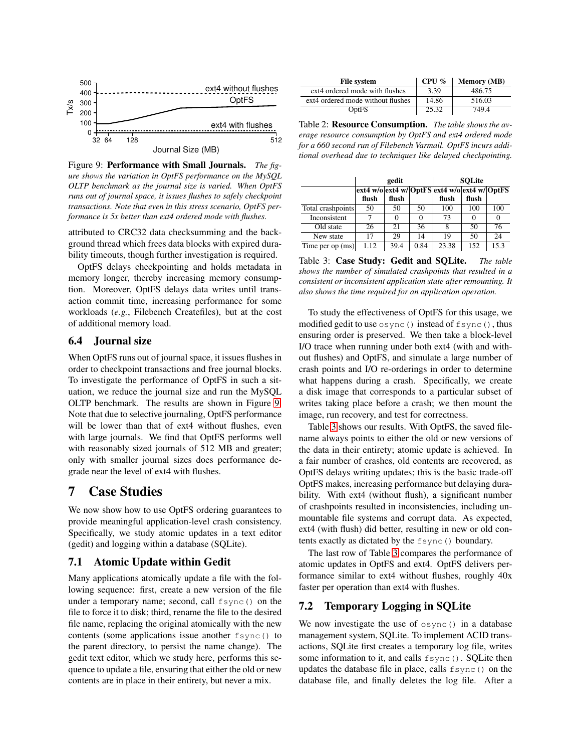Figure 9: **Performance with Small Journals.** *The figure shows the variation in OptFS performance on the MySQL OLTP benchmark as the journal size is varied. When OptFS runs out of journal space, it issues flushes to safely checkpoint transactions. Note that even in this stress scenario, OptFS performance is 5x better than ext4 ordered mode with flushes.*

attributed to CRC32 data checksumming and the background thread which frees data blocks with expired durability timeouts, though further investigation is required.

OptFS delays checkpointing and holds metadata in memory longer, thereby increasing memory consumption. Moreover, OptFS delays data writes until transaction commit time, increasing performance for some workloads (*e.g.*, Filebench Createfiles), but at the cost of additional memory load.

## 6.4 Journal size

When OptFS runs out of journal space, it issues flushes in order to checkpoint transactions and free journal blocks. To investigate the performance of OptFS in such a situation, we reduce the journal size and run the MySQL OLTP benchmark. The results are shown in Figure 9. Note that due to selective journaling, OptFS performance will be lower than that of ext4 without flushes, even with large journals. We find that OptFS performs well with reasonably sized journals of 512 MB and greater; only with smaller journal sizes does performance degrade near the level of ext4 with flushes.

# 7 Case Studies

We now show how to use OptFS ordering guarantees to provide meaningful application-level crash consistency. Specifically, we study atomic updates in a text editor (gedit) and logging within a database (SQLite).

## 7.1 Atomic Update within Gedit

Many applications atomically update a file with the following sequence: first, create a new version of the file under a temporary name; second, call `fsync()` on the file to force it to disk; third, rename the file to the desired file name, replacing the original atomically with the new contents (some applications issue another `fsync()` to the parent directory, to persist the name change). The gedit text editor, which we study here, performs this sequence to update a file, ensuring that either the old or new contents are in place in their entirety, but never a mix.

| File system | CPU % | Memory (MB) |
|---|---|---|
| ext4 ordered mode with flushes | 3.39 | 486.75 |
| ext4 ordered mode without flushes | 14.86 | 516.03 |
| OptFS | 25.32 | 749.4 |

Table 2: **Resource Consumption.** *The table shows the average resource consumption by OptFS and ext4 ordered mode for a 660 second run of Filebench Varmail. OptFS incurs additional overhead due to techniques like delayed checkpointing.*

| | gedit | | | SQLite | | |
|---|---|---|---|---|---|---|
| | ext4 w/o flush | ext4 w/ flush | OptFS | ext4 w/o flush | ext4 w/ flush | OptFS |
| Total crashpoints | 50 | 50 | 50 | 100 | 100 | 100 |
| Inconsistent | 7 | 0 | 0 | 73 | 0 | 0 |
| Old state | 26 | 21 | 36 | 8 | 50 | 76 |
| New state | 17 | 29 | 14 | 19 | 50 | 24 |
| Time per op (ms) | 1.12 | 39.4 | 0.84 | 23.38 | 152 | 15.3 |

Table 3: **Case Study: Gedit and SQLite.** *The table shows the number of simulated crashpoints that resulted in a consistent or inconsistent application state after remounting. It also shows the time required for an application operation.*

To study the effectiveness of OptFS for this usage, we modified gedit to use `osync()` instead of `fsync()`, thus ensuring order is preserved. We then take a block-level I/O trace when running under both ext4 (with and without flushes) and OptFS, and simulate a large number of crash points and I/O re-orderings in order to determine what happens during a crash. Specifically, we create a disk image that corresponds to a particular subset of writes taking place before a crash; we then mount the image, run recovery, and test for correctness.

Table 3 shows our results. With OptFS, the saved filename always points to either the old or new versions of the data in their entirety; atomic update is achieved. In a fair number of crashes, old contents are recovered, as OptFS delays writing updates; this is the basic trade-off OptFS makes, increasing performance but delaying durability. With ext4 (without flush), a significant number of crashpoints resulted in inconsistencies, including unmountable file systems and corrupt data. As expected, ext4 (with flush) did better, resulting in new or old contents exactly as dictated by the `fsync()` boundary.

The last row of Table 3 compares the performance of atomic updates in OptFS and ext4. OptFS delivers performance similar to ext4 without flushes, roughly 40x faster per operation than ext4 with flushes.

## 7.2 Temporary Logging in SQLite

We now investigate the use of `osync()` in a database management system, SQLite. To implement ACID transactions, SQLite first creates a temporary log file, writes some information to it, and calls `fsync()`. SQLite then updates the database file in place, calls `fsync()` on the database file, and finally deletes the log file. After a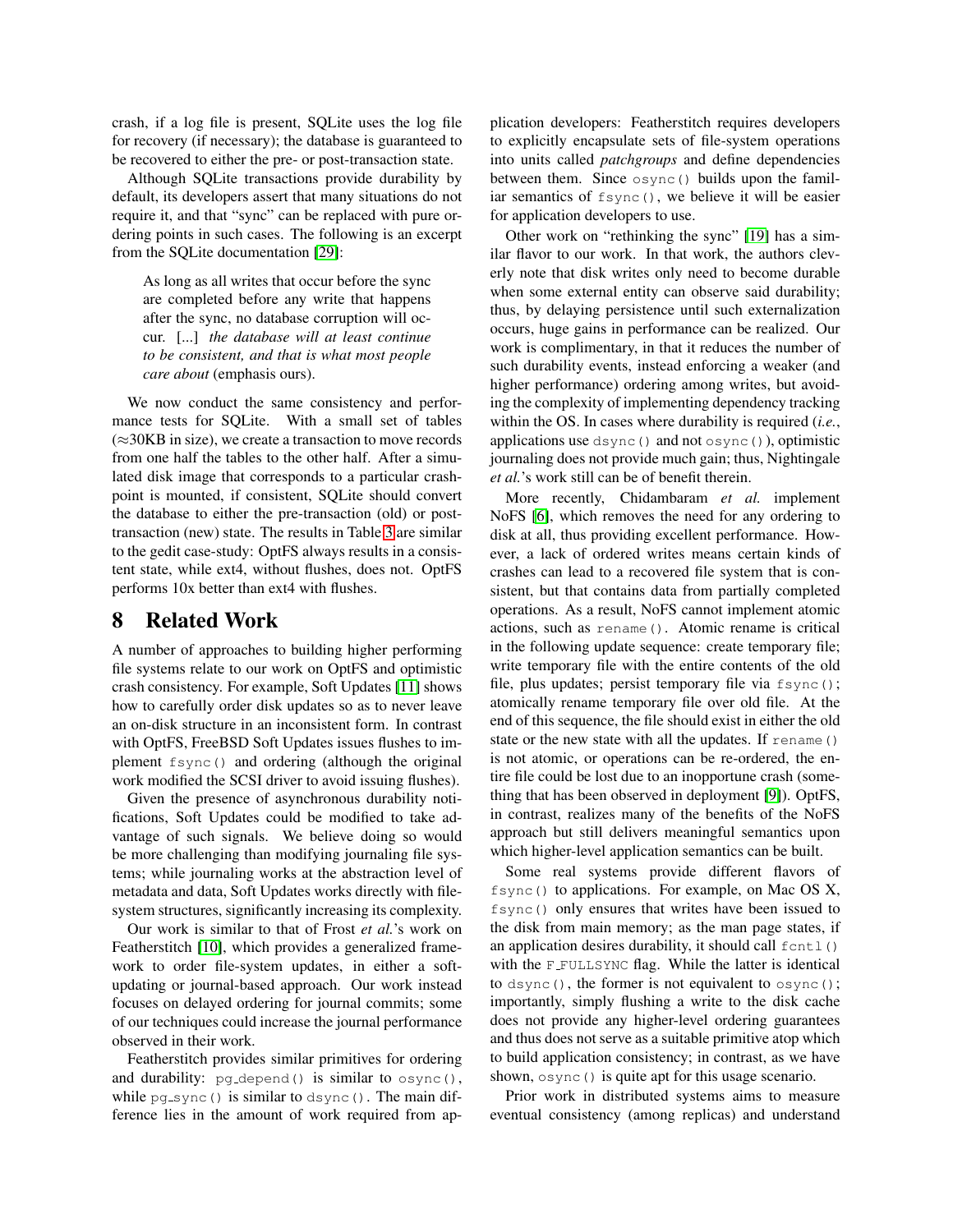crash, if a log file is present, SQLite uses the log file for recovery (if necessary); the database is guaranteed to be recovered to either the pre- or post-transaction state.

Although SQLite transactions provide durability by default, its developers assert that many situations do not require it, and that "sync" can be replaced with pure ordering points in such cases. The following is an excerpt from the SQLite documentation [29]:

> As long as all writes that occur before the sync are completed before any write that happens after the sync, no database corruption will occur. [...] *the database will at least continue to be consistent, and that is what most people care about* (emphasis ours).

We now conduct the same consistency and performance tests for SQLite. With a small set of tables (≈30KB in size), we create a transaction to move records from one half the tables to the other half. After a simulated disk image that corresponds to a particular crashpoint is mounted, if consistent, SQLite should convert the database to either the pre-transaction (old) or post-transaction (new) state. The results in Table 3 are similar to the gedit case-study: OptFS always results in a consistent state, while ext4, without flushes, does not. OptFS performs 10x better than ext4 with flushes.

# 8 Related Work

A number of approaches to building higher performing file systems relate to our work on OptFS and optimistic crash consistency. For example, Soft Updates [11] shows how to carefully order disk updates so as to never leave an on-disk structure in an inconsistent form. In contrast with OptFS, FreeBSD Soft Updates issues flushes to implement `fsync()` and ordering (although the original work modified the SCSI driver to avoid issuing flushes).

Given the presence of asynchronous durability notifications, Soft Updates could be modified to take advantage of such signals. We believe doing so would be more challenging than modifying journaling file systems; while journaling works at the abstraction level of metadata and data, Soft Updates works directly with file-system structures, significantly increasing its complexity.

Our work is similar to that of Frost *et al.*'s work on Featherstitch [10], which provides a generalized framework to order file-system updates, in either a soft-updating or journal-based approach. Our work instead focuses on delayed ordering for journal commits; some of our techniques could increase the journal performance observed in their work.

Featherstitch provides similar primitives for ordering and durability: `pg_depend()` is similar to `osync()`, while `pg_sync()` is similar to `dsync()`. The main difference lies in the amount of work required from application developers: Featherstitch requires developers to explicitly encapsulate sets of file-system operations into units called *patchgroups* and define dependencies between them. Since `osync()` builds upon the familiar semantics of `fsync()`, we believe it will be easier for application developers to use.

Other work on "rethinking the sync" [19] has a similar flavor to our work. In that work, the authors cleverly note that disk writes only need to become durable when some external entity can observe said durability; thus, by delaying persistence until such externalization occurs, huge gains in performance can be realized. Our work is complimentary, in that it reduces the number of such durability events, instead enforcing a weaker (and higher performance) ordering among writes, but avoiding the complexity of implementing dependency tracking within the OS. In cases where durability is required (*i.e.*, applications use `dsync()` and not `osync()`), optimistic journaling does not provide much gain; thus, Nightingale *et al.*'s work still can be of benefit therein.

More recently, Chidambaram *et al.* implement NoFS [6], which removes the need for any ordering to disk at all, thus providing excellent performance. However, a lack of ordered writes means certain kinds of crashes can lead to a recovered file system that is consistent, but that contains data from partially completed operations. As a result, NoFS cannot implement atomic actions, such as `rename()`. Atomic rename is critical in the following update sequence: create temporary file; write temporary file with the entire contents of the old file, plus updates; persist temporary file via `fsync()`; atomically rename temporary file over old file. At the end of this sequence, the file should exist in either the old state or the new state with all the updates. If `rename()` is not atomic, or operations can be re-ordered, the entire file could be lost due to an inopportune crash (something that has been observed in deployment [9]). OptFS, in contrast, realizes many of the benefits of the NoFS approach but still delivers meaningful semantics upon which higher-level application semantics can be built.

Some real systems provide different flavors of `fsync()` to applications. For example, on Mac OS X, `fsync()` only ensures that writes have been issued to the disk from main memory; as the man page states, if an application desires durability, it should call `fcntl()` with the `F_FULLSYNC` flag. While the latter is identical to `dsync()`, the former is not equivalent to `osync()`; importantly, simply flushing a write to the disk cache does not provide any higher-level ordering guarantees and thus does not serve as a suitable primitive atop which to build application consistency; in contrast, as we have shown, `osync()` is quite apt for this usage scenario.

Prior work in distributed systems aims to measure eventual consistency (among replicas) and understand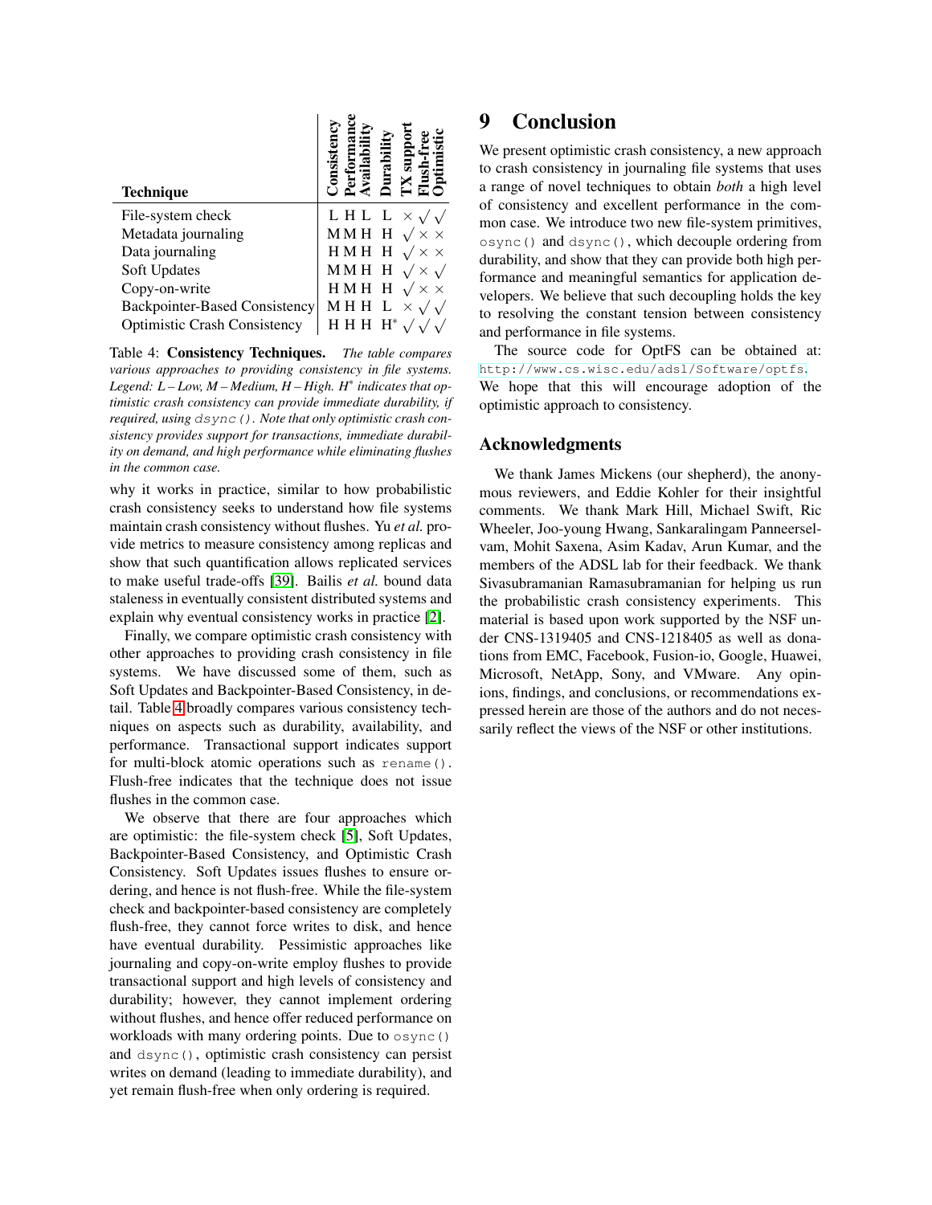| Technique | Consistency | Performance | Availability | Durability | TX support | Flush-free | Optimistic |
|---|---|---|---|---|---|---|---|
| File-system check | L | H | L | L | × | √ | √ |
| Metadata journaling | M | M | H | H | √ | × | × |
| Data journaling | H | M | H | H | √ | × | × |
| Soft Updates | M | M | H | H | √ | × | √ |
| Copy-on-write | H | M | H | H | √ | × | × |
| Backpointer-Based Consistency | M | H | H | L | × | √ | √ |
| Optimistic Crash Consistency | H | H | H | H* | √ | √ | √ |

Table 4: **Consistency Techniques.** *The table compares various approaches to providing consistency in file systems. Legend: L – Low, M – Medium, H – High. H\* indicates that optimistic crash consistency can provide immediate durability, if required, using* `dsync()`. *Note that only optimistic crash consistency provides support for transactions, immediate durability on demand, and high performance while eliminating flushes in the common case.*

why it works in practice, similar to how probabilistic crash consistency seeks to understand how file systems maintain crash consistency without flushes. Yu *et al.* provide metrics to measure consistency among replicas and show that such quantification allows replicated services to make useful trade-offs [39]. Bailis *et al.* bound data staleness in eventually consistent distributed systems and explain why eventual consistency works in practice [2].

Finally, we compare optimistic crash consistency with other approaches to providing crash consistency in file systems. We have discussed some of them, such as Soft Updates and Backpointer-Based Consistency, in detail. Table 4 broadly compares various consistency techniques on aspects such as durability, availability, and performance. Transactional support indicates support for multi-block atomic operations such as `rename()`. Flush-free indicates that the technique does not issue flushes in the common case.

We observe that there are four approaches which are optimistic: the file-system check [5], Soft Updates, Backpointer-Based Consistency, and Optimistic Crash Consistency. Soft Updates issues flushes to ensure ordering, and hence is not flush-free. While the file-system check and backpointer-based consistency are completely flush-free, they cannot force writes to disk, and hence have eventual durability. Pessimistic approaches like journaling and copy-on-write employ flushes to provide transactional support and high levels of consistency and durability; however, they cannot implement ordering without flushes, and hence offer reduced performance on workloads with many ordering points. Due to `osync()` and `dsync()`, optimistic crash consistency can persist writes on demand (leading to immediate durability), and yet remain flush-free when only ordering is required.

# 9 Conclusion

We present optimistic crash consistency, a new approach to crash consistency in journaling file systems that uses a range of novel techniques to obtain *both* a high level of consistency and excellent performance in the common case. We introduce two new file-system primitives, `osync()` and `dsync()`, which decouple ordering from durability, and show that they can provide both high performance and meaningful semantics for application developers. We believe that such decoupling holds the key to resolving the constant tension between consistency and performance in file systems.

The source code for OptFS can be obtained at: http://www.cs.wisc.edu/adsl/Software/optfs. We hope that this will encourage adoption of the optimistic approach to consistency.

## Acknowledgments

We thank James Mickens (our shepherd), the anonymous reviewers, and Eddie Kohler for their insightful comments. We thank Mark Hill, Michael Swift, Ric Wheeler, Joo-young Hwang, Sankaralingam Panneerselvam, Mohit Saxena, Asim Kadav, Arun Kumar, and the members of the ADSL lab for their feedback. We thank Sivasubramanian Ramasubramanian for helping us run the probabilistic crash consistency experiments. This material is based upon work supported by the NSF under CNS-1319405 and CNS-1218405 as well as donations from EMC, Facebook, Fusion-io, Google, Huawei, Microsoft, NetApp, Sony, and VMware. Any opinions, findings, and conclusions, or recommendations expressed herein are those of the authors and do not necessarily reflect the views of the NSF or other institutions.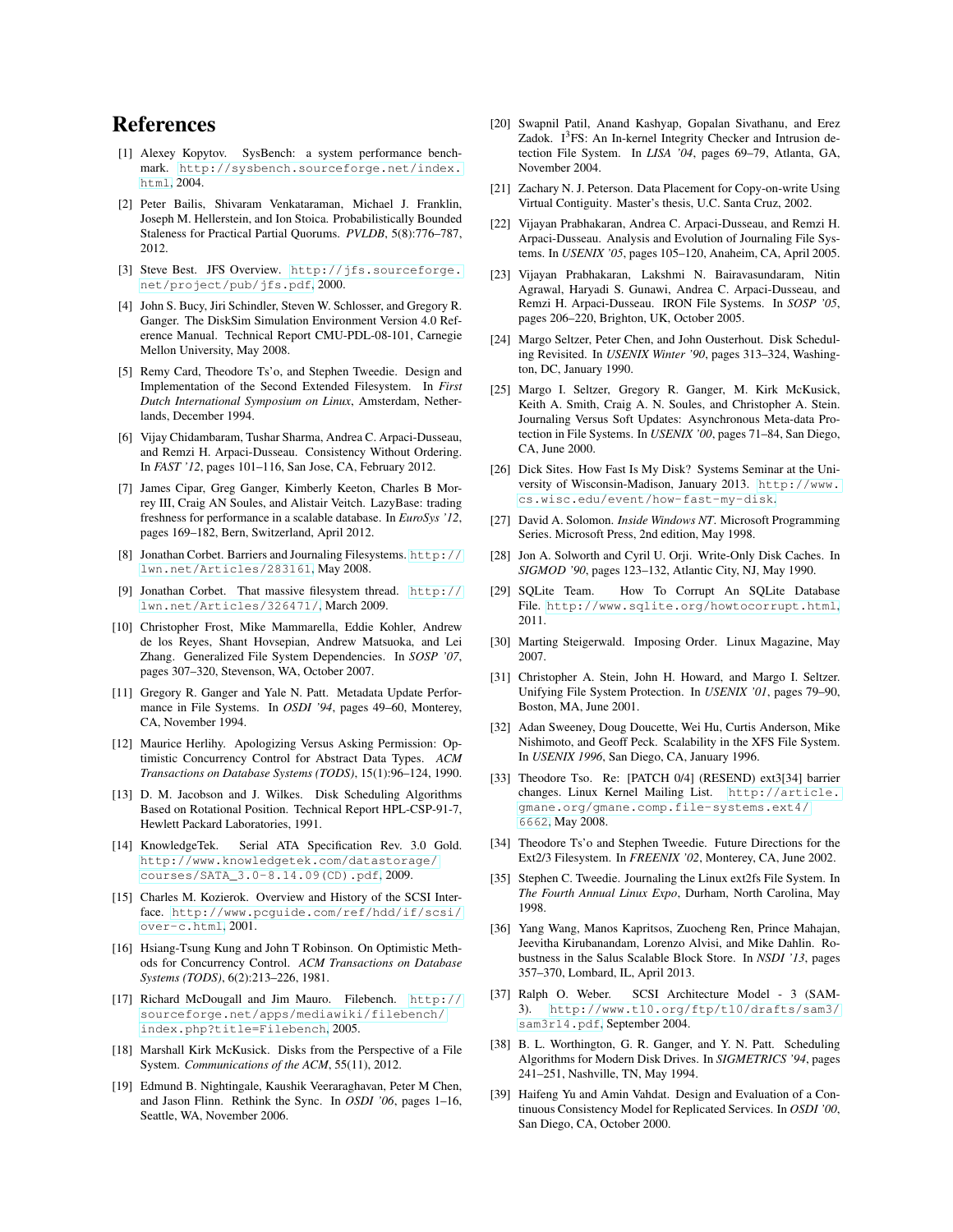# References

[1] Alexey Kopytov. SysBench: a system performance benchmark. http://sysbench.sourceforge.net/index.html, 2004.

[2] Peter Bailis, Shivaram Venkataraman, Michael J. Franklin, Joseph M. Hellerstein, and Ion Stoica. Probabilistically Bounded Staleness for Practical Partial Quorums. *PVLDB*, 5(8):776–787, 2012.

[3] Steve Best. JFS Overview. http://jfs.sourceforge.net/project/pub/jfs.pdf, 2000.

[4] John S. Bucy, Jiri Schindler, Steven W. Schlosser, and Gregory R. Ganger. The DiskSim Simulation Environment Version 4.0 Reference Manual. Technical Report CMU-PDL-08-101, Carnegie Mellon University, May 2008.

[5] Remy Card, Theodore Ts'o, and Stephen Tweedie. Design and Implementation of the Second Extended Filesystem. In *First Dutch International Symposium on Linux*, Amsterdam, Netherlands, December 1994.

[6] Vijay Chidambaram, Tushar Sharma, Andrea C. Arpaci-Dusseau, and Remzi H. Arpaci-Dusseau. Consistency Without Ordering. In *FAST '12*, pages 101–116, San Jose, CA, February 2012.

[7] James Cipar, Greg Ganger, Kimberly Keeton, Charles B Morrey III, Craig AN Soules, and Alistair Veitch. LazyBase: trading freshness for performance in a scalable database. In *EuroSys '12*, pages 169–182, Bern, Switzerland, April 2012.

[8] Jonathan Corbet. Barriers and Journaling Filesystems. http://lwn.net/Articles/283161, May 2008.

[9] Jonathan Corbet. That massive filesystem thread. http://lwn.net/Articles/326471/, March 2009.

[10] Christopher Frost, Mike Mammarella, Eddie Kohler, Andrew de los Reyes, Shant Hovsepian, Andrew Matsuoka, and Lei Zhang. Generalized File System Dependencies. In *SOSP '07*, pages 307–320, Stevenson, WA, October 2007.

[11] Gregory R. Ganger and Yale N. Patt. Metadata Update Performance in File Systems. In *OSDI '94*, pages 49–60, Monterey, CA, November 1994.

[12] Maurice Herlihy. Apologizing Versus Asking Permission: Optimistic Concurrency Control for Abstract Data Types. *ACM Transactions on Database Systems (TODS)*, 15(1):96–124, 1990.

[13] D. M. Jacobson and J. Wilkes. Disk Scheduling Algorithms Based on Rotational Position. Technical Report HPL-CSP-91-7, Hewlett Packard Laboratories, 1991.

[14] KnowledgeTek. Serial ATA Specification Rev. 3.0 Gold. http://www.knowledgetek.com/datastorage/courses/SATA_3.0-8.14.09(CD).pdf, 2009.

[15] Charles M. Kozierok. Overview and History of the SCSI Interface. http://www.pcguide.com/ref/hdd/if/scsi/over-c.html, 2001.

[16] Hsiang-Tsung Kung and John T Robinson. On Optimistic Methods for Concurrency Control. *ACM Transactions on Database Systems (TODS)*, 6(2):213–226, 1981.

[17] Richard McDougall and Jim Mauro. Filebench. http://sourceforge.net/apps/mediawiki/filebench/index.php?title=Filebench, 2005.

[18] Marshall Kirk McKusick. Disks from the Perspective of a File System. *Communications of the ACM*, 55(11), 2012.

[19] Edmund B. Nightingale, Kaushik Veeraraghavan, Peter M Chen, and Jason Flinn. Rethink the Sync. In *OSDI '06*, pages 1–16, Seattle, WA, November 2006.

[20] Swapnil Patil, Anand Kashyap, Gopalan Sivathanu, and Erez Zadok. I$^3$FS: An In-kernel Integrity Checker and Intrusion detection File System. In *LISA '04*, pages 69–79, Atlanta, GA, November 2004.

[21] Zachary N. J. Peterson. Data Placement for Copy-on-write Using Virtual Contiguity. Master's thesis, U.C. Santa Cruz, 2002.

[22] Vijayan Prabhakaran, Andrea C. Arpaci-Dusseau, and Remzi H. Arpaci-Dusseau. Analysis and Evolution of Journaling File Systems. In *USENIX '05*, pages 105–120, Anaheim, CA, April 2005.

[23] Vijayan Prabhakaran, Lakshmi N. Bairavasundaram, Nitin Agrawal, Haryadi S. Gunawi, Andrea C. Arpaci-Dusseau, and Remzi H. Arpaci-Dusseau. IRON File Systems. In *SOSP '05*, pages 206–220, Brighton, UK, October 2005.

[24] Margo Seltzer, Peter Chen, and John Ousterhout. Disk Scheduling Revisited. In *USENIX Winter '90*, pages 313–324, Washington, DC, January 1990.

[25] Margo I. Seltzer, Gregory R. Ganger, M. Kirk McKusick, Keith A. Smith, Craig A. N. Soules, and Christopher A. Stein. Journaling Versus Soft Updates: Asynchronous Meta-data Protection in File Systems. In *USENIX '00*, pages 71–84, San Diego, CA, June 2000.

[26] Dick Sites. How Fast Is My Disk? Systems Seminar at the University of Wisconsin-Madison, January 2013. http://www.cs.wisc.edu/event/how-fast-my-disk.

[27] David A. Solomon. *Inside Windows NT*. Microsoft Programming Series. Microsoft Press, 2nd edition, May 1998.

[28] Jon A. Solworth and Cyril U. Orji. Write-Only Disk Caches. In *SIGMOD '90*, pages 123–132, Atlantic City, NJ, May 1990.

[29] SQLite Team. How To Corrupt An SQLite Database File. http://www.sqlite.org/howtocorrupt.html, 2011.

[30] Marting Steigerwald. Imposing Order. Linux Magazine, May 2007.

[31] Christopher A. Stein, John H. Howard, and Margo I. Seltzer. Unifying File System Protection. In *USENIX '01*, pages 79–90, Boston, MA, June 2001.

[32] Adan Sweeney, Doug Doucette, Wei Hu, Curtis Anderson, Mike Nishimoto, and Geoff Peck. Scalability in the XFS File System. In *USENIX 1996*, San Diego, CA, January 1996.

[33] Theodore Tso. Re: [PATCH 0/4] (RESEND) ext3[34] barrier changes. Linux Kernel Mailing List. http://article.gmane.org/gmane.comp.file-systems.ext4/6662, May 2008.

[34] Theodore Ts'o and Stephen Tweedie. Future Directions for the Ext2/3 Filesystem. In *FREENIX '02*, Monterey, CA, June 2002.

[35] Stephen C. Tweedie. Journaling the Linux ext2fs File System. In *The Fourth Annual Linux Expo*, Durham, North Carolina, May 1998.

[36] Yang Wang, Manos Kapritsos, Zuocheng Ren, Prince Mahajan, Jeevitha Kirubanandam, Lorenzo Alvisi, and Mike Dahlin. Robustness in the Salus Scalable Block Store. In *NSDI '13*, pages 357–370, Lombard, IL, April 2013.

[37] Ralph O. Weber. SCSI Architecture Model - 3 (SAM-3). http://www.t10.org/ftp/t10/drafts/sam3/sam3r14.pdf, September 2004.

[38] B. L. Worthington, G. R. Ganger, and Y. N. Patt. Scheduling Algorithms for Modern Disk Drives. In *SIGMETRICS '94*, pages 241–251, Nashville, TN, May 1994.

[39] Haifeng Yu and Amin Vahdat. Design and Evaluation of a Continuous Consistency Model for Replicated Services. In *OSDI '00*, San Diego, CA, October 2000.